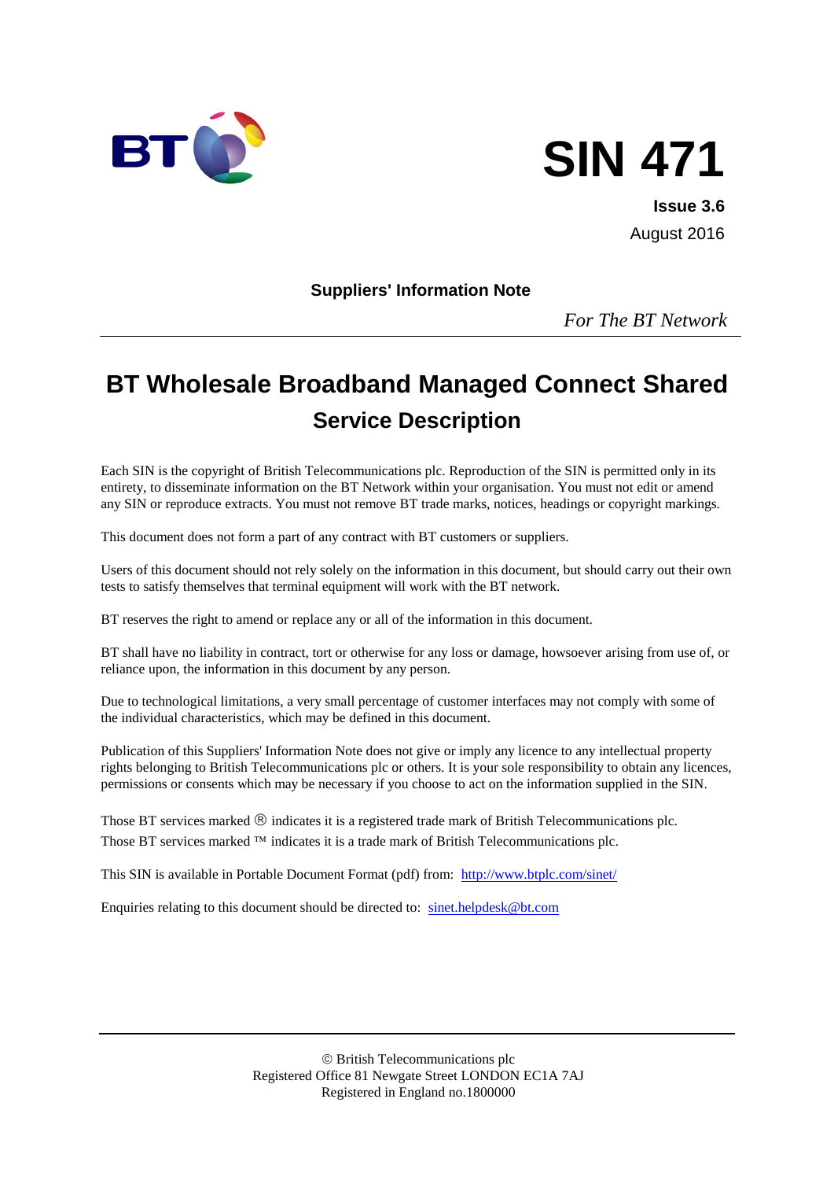BT

# SIN 471

**Issue 3.6**

August 2016

**Suppliers' Information Note**

*For The BT Network*

---

# BT Wholesale Broadband Managed Connect Shared

## Service Description

Each SIN is the copyright of British Telecommunications plc. Reproduction of the SIN is permitted only in its entirety, to disseminate information on the BT Network within your organisation. You must not edit or amend any SIN or reproduce extracts. You must not remove BT trade marks, notices, headings or copyright markings.

This document does not form a part of any contract with BT customers or suppliers.

Users of this document should not rely solely on the information in this document, but should carry out their own tests to satisfy themselves that terminal equipment will work with the BT network.

BT reserves the right to amend or replace any or all of the information in this document.

BT shall have no liability in contract, tort or otherwise for any loss or damage, howsoever arising from use of, or reliance upon, the information in this document by any person.

Due to technological limitations, a very small percentage of customer interfaces may not comply with some of the individual characteristics, which may be defined in this document.

Publication of this Suppliers' Information Note does not give or imply any licence to any intellectual property rights belonging to British Telecommunications plc or others. It is your sole responsibility to obtain any licences, permissions or consents which may be necessary if you choose to act on the information supplied in the SIN.

Those BT services marked ® indicates it is a registered trade mark of British Telecommunications plc.
Those BT services marked ™ indicates it is a trade mark of British Telecommunications plc.

This SIN is available in Portable Document Format (pdf) from: http://www.btplc.com/sinet/

Enquiries relating to this document should be directed to: sinet.helpdesk@bt.com

---

© British Telecommunications plc
Registered Office 81 Newgate Street LONDON EC1A 7AJ
Registered in England no.1800000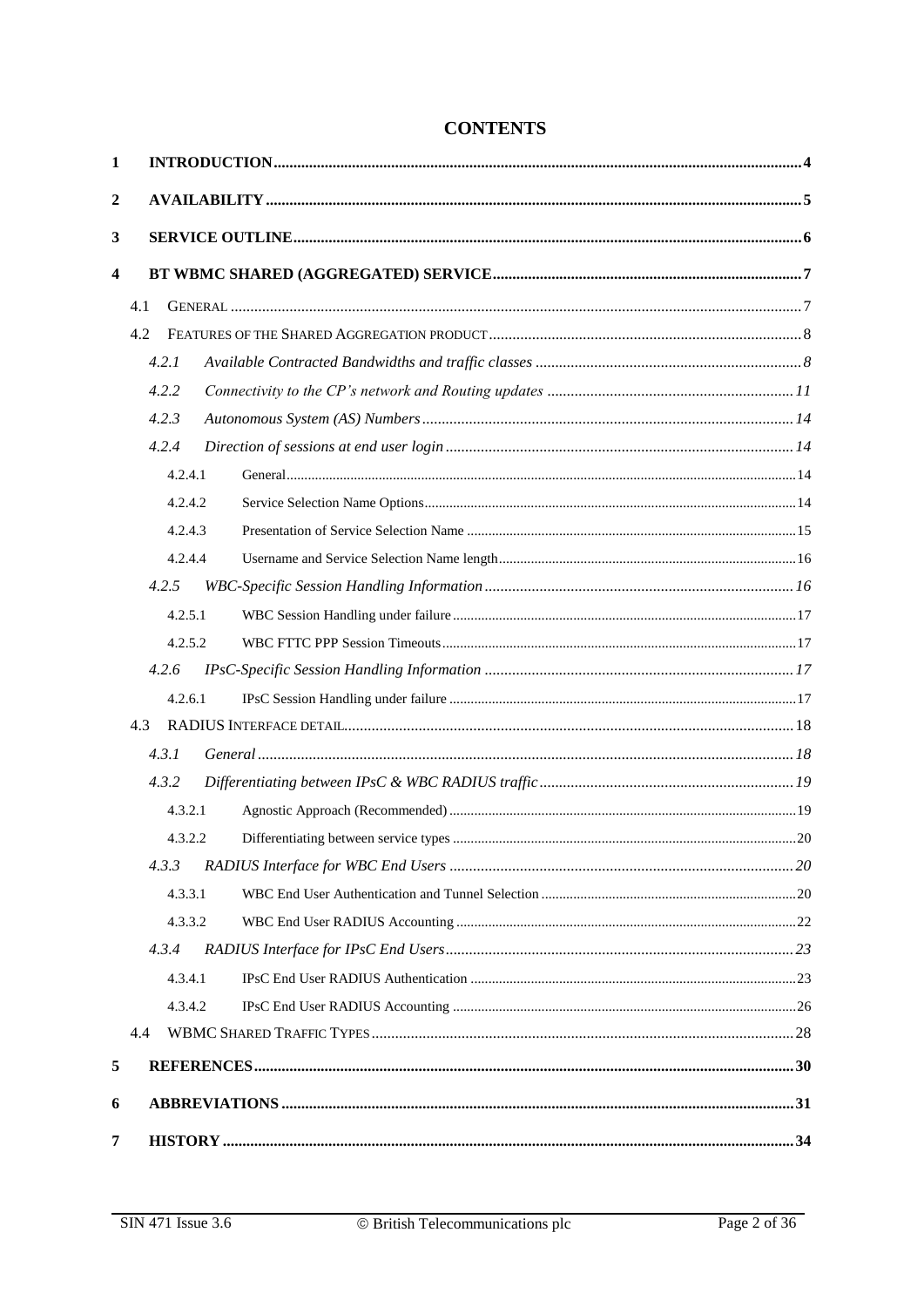# CONTENTS

1 INTRODUCTION....4

2 AVAILABILITY....5

3 SERVICE OUTLINE....6

4 BT WBMC SHARED (AGGREGATED) SERVICE....7

4.1 GENERAL....7

4.2 FEATURES OF THE SHARED AGGREGATION PRODUCT....8

*4.2.1 Available Contracted Bandwidths and traffic classes....8*

*4.2.2 Connectivity to the CP's network and Routing updates....11*

*4.2.3 Autonomous System (AS) Numbers....14*

*4.2.4 Direction of sessions at end user login....14*

4.2.4.1 General....14

4.2.4.2 Service Selection Name Options....14

4.2.4.3 Presentation of Service Selection Name....15

4.2.4.4 Username and Service Selection Name length....16

*4.2.5 WBC-Specific Session Handling Information....16*

4.2.5.1 WBC Session Handling under failure....17

4.2.5.2 WBC FTTC PPP Session Timeouts....17

*4.2.6 IPsC-Specific Session Handling Information....17*

4.2.6.1 IPsC Session Handling under failure....17

4.3 RADIUS INTERFACE DETAIL....18

*4.3.1 General....18*

*4.3.2 Differentiating between IPsC & WBC RADIUS traffic....19*

4.3.2.1 Agnostic Approach (Recommended)....19

4.3.2.2 Differentiating between service types....20

*4.3.3 RADIUS Interface for WBC End Users....20*

4.3.3.1 WBC End User Authentication and Tunnel Selection....20

4.3.3.2 WBC End User RADIUS Accounting....22

*4.3.4 RADIUS Interface for IPsC End Users....23*

4.3.4.1 IPsC End User RADIUS Authentication....23

4.3.4.2 IPsC End User RADIUS Accounting....26

4.4 WBMC SHARED TRAFFIC TYPES....28

5 REFERENCES....30

6 ABBREVIATIONS....31

7 HISTORY....34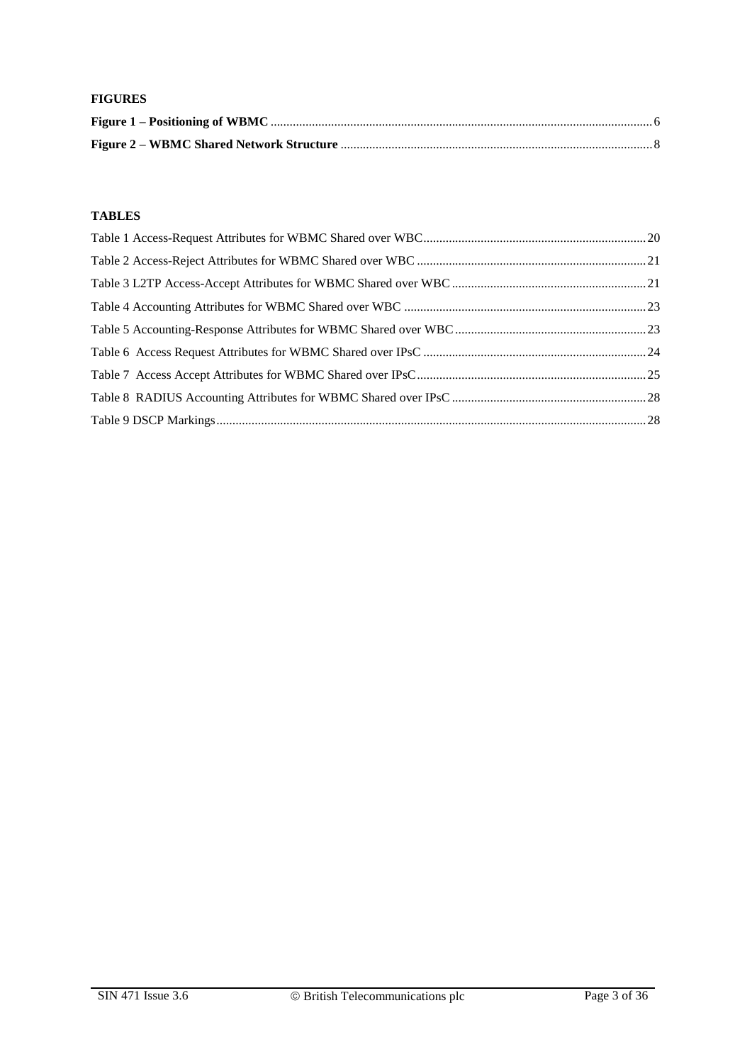**FIGURES**

**Figure 1 – Positioning of WBMC** ........................................................................................................................ 6

**Figure 2 – WBMC Shared Network Structure** .................................................................................................. 8

**TABLES**

Table 1 Access-Request Attributes for WBMC Shared over WBC ...................................................................... 20

Table 2 Access-Reject Attributes for WBMC Shared over WBC ........................................................................ 21

Table 3 L2TP Access-Accept Attributes for WBMC Shared over WBC ............................................................. 21

Table 4 Accounting Attributes for WBMC Shared over WBC ............................................................................ 23

Table 5 Accounting-Response Attributes for WBMC Shared over WBC ............................................................ 23

Table 6 Access Request Attributes for WBMC Shared over IPsC ...................................................................... 24

Table 7 Access Accept Attributes for WBMC Shared over IPsC ........................................................................ 25

Table 8 RADIUS Accounting Attributes for WBMC Shared over IPsC ............................................................. 28

Table 9 DSCP Markings ....................................................................................................................................... 28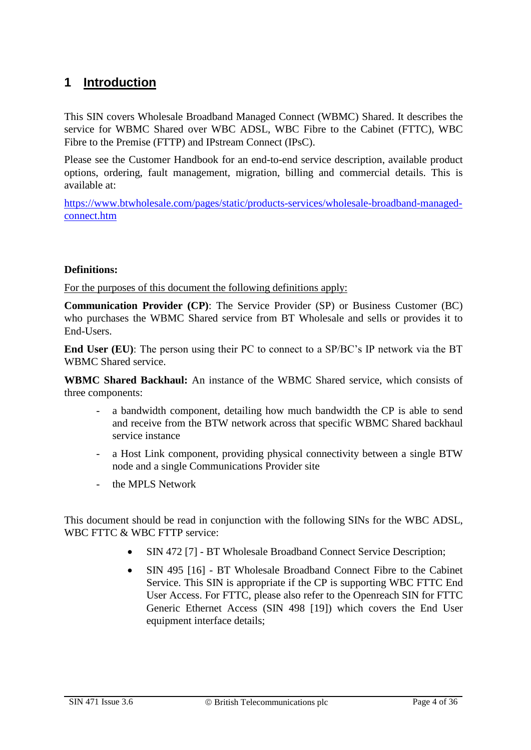# 1 Introduction

This SIN covers Wholesale Broadband Managed Connect (WBMC) Shared. It describes the service for WBMC Shared over WBC ADSL, WBC Fibre to the Cabinet (FTTC), WBC Fibre to the Premise (FTTP) and IPstream Connect (IPsC).

Please see the Customer Handbook for an end-to-end service description, available product options, ordering, fault management, migration, billing and commercial details. This is available at:

https://www.btwholesale.com/pages/static/products-services/wholesale-broadband-managed-connect.htm

**Definitions:**

For the purposes of this document the following definitions apply:

**Communication Provider (CP)**: The Service Provider (SP) or Business Customer (BC) who purchases the WBMC Shared service from BT Wholesale and sells or provides it to End-Users.

**End User (EU)**: The person using their PC to connect to a SP/BC's IP network via the BT WBMC Shared service.

**WBMC Shared Backhaul:** An instance of the WBMC Shared service, which consists of three components:

- a bandwidth component, detailing how much bandwidth the CP is able to send and receive from the BTW network across that specific WBMC Shared backhaul service instance
- a Host Link component, providing physical connectivity between a single BTW node and a single Communications Provider site
- the MPLS Network

This document should be read in conjunction with the following SINs for the WBC ADSL, WBC FTTC & WBC FTTP service:

- SIN 472 [7] - BT Wholesale Broadband Connect Service Description;
- SIN 495 [16] - BT Wholesale Broadband Connect Fibre to the Cabinet Service. This SIN is appropriate if the CP is supporting WBC FTTC End User Access. For FTTC, please also refer to the Openreach SIN for FTTC Generic Ethernet Access (SIN 498 [19]) which covers the End User equipment interface details;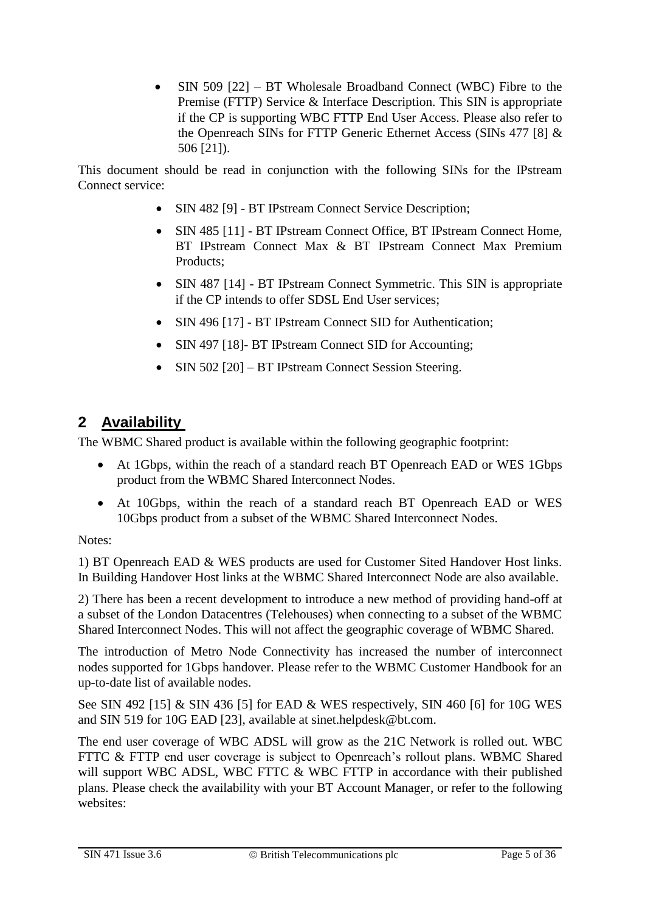- SIN 509 [22] – BT Wholesale Broadband Connect (WBC) Fibre to the Premise (FTTP) Service & Interface Description. This SIN is appropriate if the CP is supporting WBC FTTP End User Access. Please also refer to the Openreach SINs for FTTP Generic Ethernet Access (SINs 477 [8] & 506 [21]).

This document should be read in conjunction with the following SINs for the IPstream Connect service:

- SIN 482 [9] - BT IPstream Connect Service Description;
- SIN 485 [11] - BT IPstream Connect Office, BT IPstream Connect Home, BT IPstream Connect Max & BT IPstream Connect Max Premium Products;
- SIN 487 [14] - BT IPstream Connect Symmetric. This SIN is appropriate if the CP intends to offer SDSL End User services;
- SIN 496 [17] - BT IPstream Connect SID for Authentication;
- SIN 497 [18]- BT IPstream Connect SID for Accounting;
- SIN 502 [20] – BT IPstream Connect Session Steering.

# 2 Availability

The WBMC Shared product is available within the following geographic footprint:

- At 1Gbps, within the reach of a standard reach BT Openreach EAD or WES 1Gbps product from the WBMC Shared Interconnect Nodes.
- At 10Gbps, within the reach of a standard reach BT Openreach EAD or WES 10Gbps product from a subset of the WBMC Shared Interconnect Nodes.

Notes:

1) BT Openreach EAD & WES products are used for Customer Sited Handover Host links. In Building Handover Host links at the WBMC Shared Interconnect Node are also available.

2) There has been a recent development to introduce a new method of providing hand-off at a subset of the London Datacentres (Telehouses) when connecting to a subset of the WBMC Shared Interconnect Nodes. This will not affect the geographic coverage of WBMC Shared.

The introduction of Metro Node Connectivity has increased the number of interconnect nodes supported for 1Gbps handover. Please refer to the WBMC Customer Handbook for an up-to-date list of available nodes.

See SIN 492 [15] & SIN 436 [5] for EAD & WES respectively, SIN 460 [6] for 10G WES and SIN 519 for 10G EAD [23], available at sinet.helpdesk@bt.com.

The end user coverage of WBC ADSL will grow as the 21C Network is rolled out. WBC FTTC & FTTP end user coverage is subject to Openreach's rollout plans. WBMC Shared will support WBC ADSL, WBC FTTC & WBC FTTP in accordance with their published plans. Please check the availability with your BT Account Manager, or refer to the following websites: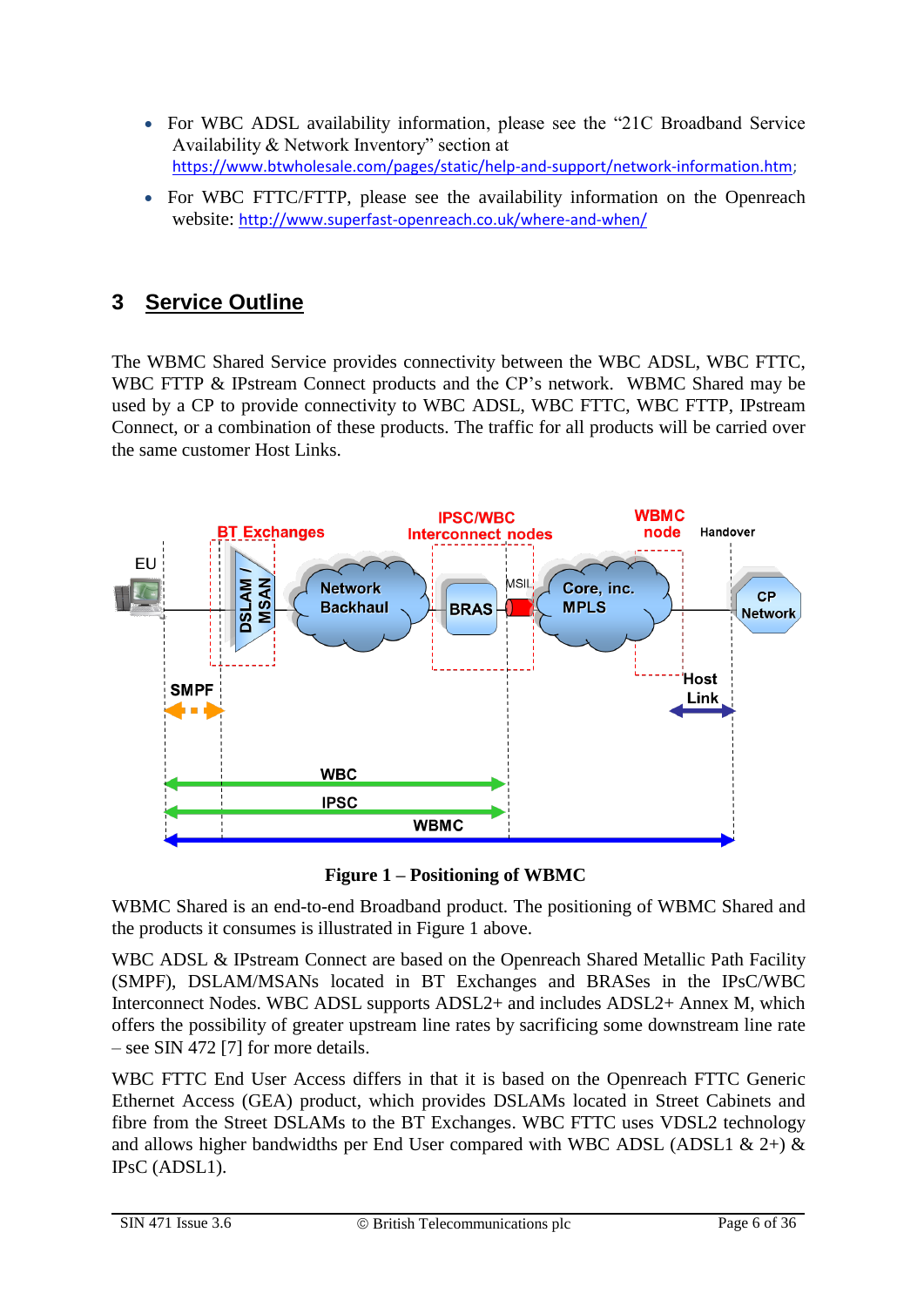- For WBC ADSL availability information, please see the "21C Broadband Service Availability & Network Inventory" section at https://www.btwholesale.com/pages/static/help-and-support/network-information.htm;
- For WBC FTTC/FTTP, please see the availability information on the Openreach website: http://www.superfast-openreach.co.uk/where-and-when/

# 3 Service Outline

The WBMC Shared Service provides connectivity between the WBC ADSL, WBC FTTC, WBC FTTP & IPstream Connect products and the CP's network. WBMC Shared may be used by a CP to provide connectivity to WBC ADSL, WBC FTTC, WBC FTTP, IPstream Connect, or a combination of these products. The traffic for all products will be carried over the same customer Host Links.

**Figure 1 – Positioning of WBMC**

WBMC Shared is an end-to-end Broadband product. The positioning of WBMC Shared and the products it consumes is illustrated in Figure 1 above.

WBC ADSL & IPstream Connect are based on the Openreach Shared Metallic Path Facility (SMPF), DSLAM/MSANs located in BT Exchanges and BRASes in the IPsC/WBC Interconnect Nodes. WBC ADSL supports ADSL2+ and includes ADSL2+ Annex M, which offers the possibility of greater upstream line rates by sacrificing some downstream line rate – see SIN 472 [7] for more details.

WBC FTTC End User Access differs in that it is based on the Openreach FTTC Generic Ethernet Access (GEA) product, which provides DSLAMs located in Street Cabinets and fibre from the Street DSLAMs to the BT Exchanges. WBC FTTC uses VDSL2 technology and allows higher bandwidths per End User compared with WBC ADSL (ADSL1 & 2+) & IPsC (ADSL1).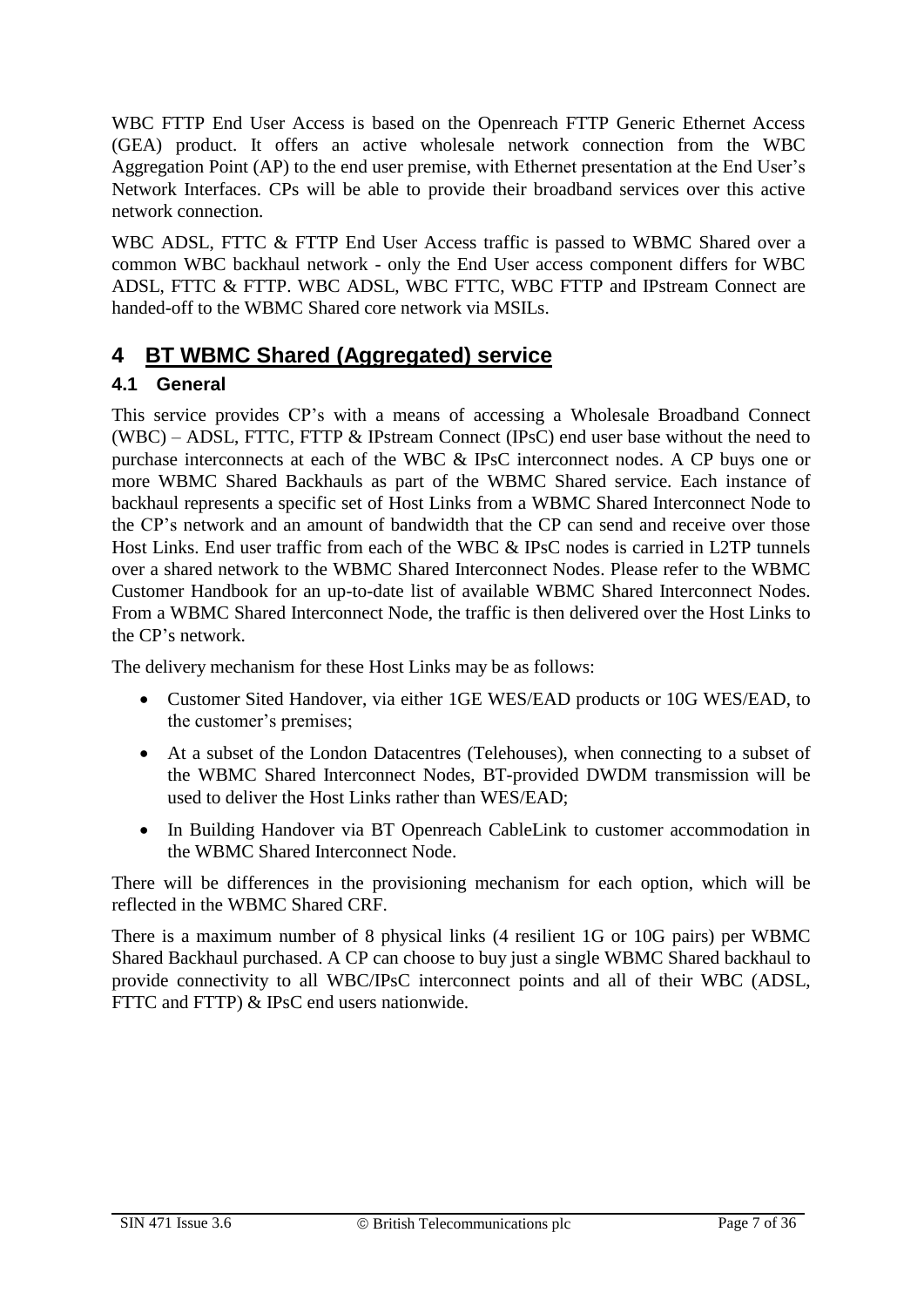WBC FTTP End User Access is based on the Openreach FTTP Generic Ethernet Access (GEA) product. It offers an active wholesale network connection from the WBC Aggregation Point (AP) to the end user premise, with Ethernet presentation at the End User's Network Interfaces. CPs will be able to provide their broadband services over this active network connection.

WBC ADSL, FTTC & FTTP End User Access traffic is passed to WBMC Shared over a common WBC backhaul network - only the End User access component differs for WBC ADSL, FTTC & FTTP. WBC ADSL, WBC FTTC, WBC FTTP and IPstream Connect are handed-off to the WBMC Shared core network via MSILs.

# 4 BT WBMC Shared (Aggregated) service

## 4.1 General

This service provides CP's with a means of accessing a Wholesale Broadband Connect (WBC) – ADSL, FTTC, FTTP & IPstream Connect (IPsC) end user base without the need to purchase interconnects at each of the WBC & IPsC interconnect nodes. A CP buys one or more WBMC Shared Backhauls as part of the WBMC Shared service. Each instance of backhaul represents a specific set of Host Links from a WBMC Shared Interconnect Node to the CP's network and an amount of bandwidth that the CP can send and receive over those Host Links. End user traffic from each of the WBC & IPsC nodes is carried in L2TP tunnels over a shared network to the WBMC Shared Interconnect Nodes. Please refer to the WBMC Customer Handbook for an up-to-date list of available WBMC Shared Interconnect Nodes. From a WBMC Shared Interconnect Node, the traffic is then delivered over the Host Links to the CP's network.

The delivery mechanism for these Host Links may be as follows:

- Customer Sited Handover, via either 1GE WES/EAD products or 10G WES/EAD, to the customer's premises;
- At a subset of the London Datacentres (Telehouses), when connecting to a subset of the WBMC Shared Interconnect Nodes, BT-provided DWDM transmission will be used to deliver the Host Links rather than WES/EAD;
- In Building Handover via BT Openreach CableLink to customer accommodation in the WBMC Shared Interconnect Node.

There will be differences in the provisioning mechanism for each option, which will be reflected in the WBMC Shared CRF.

There is a maximum number of 8 physical links (4 resilient 1G or 10G pairs) per WBMC Shared Backhaul purchased. A CP can choose to buy just a single WBMC Shared backhaul to provide connectivity to all WBC/IPsC interconnect points and all of their WBC (ADSL, FTTC and FTTP) & IPsC end users nationwide.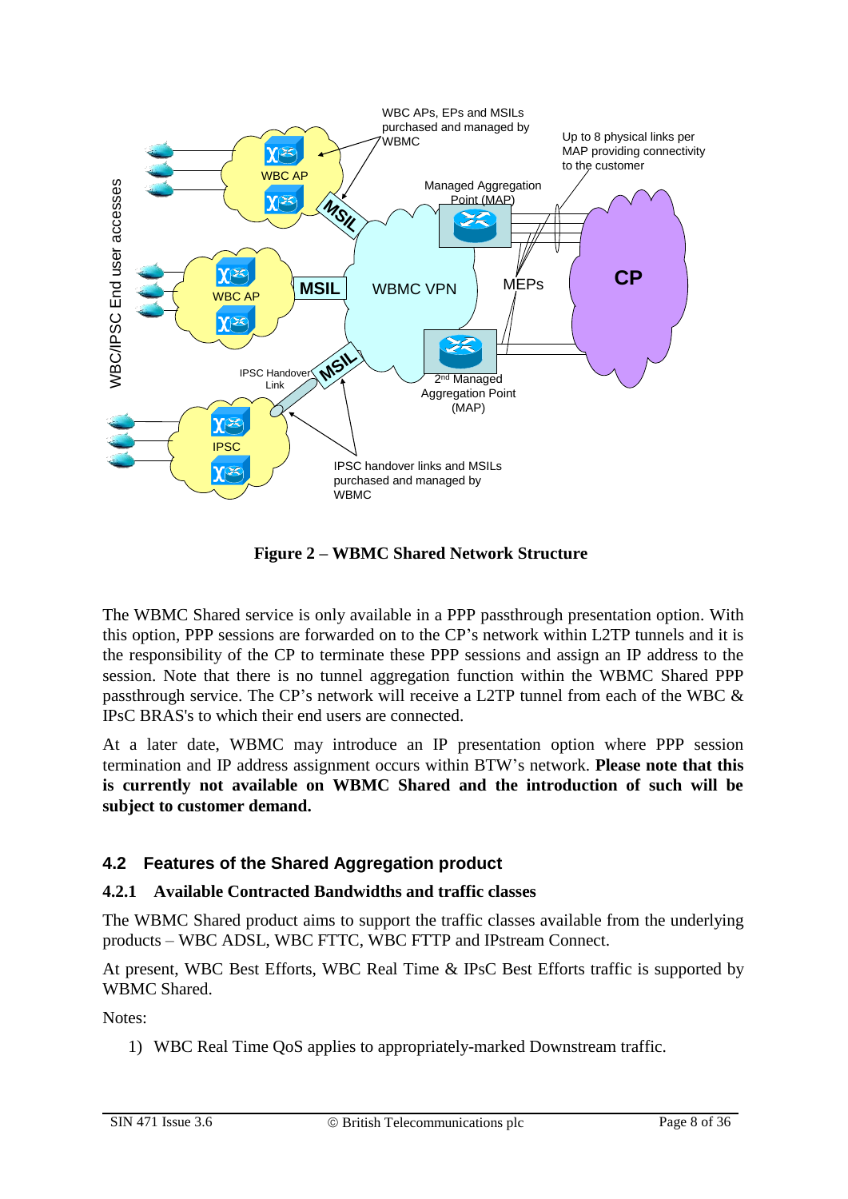**Figure 2 – WBMC Shared Network Structure**

The WBMC Shared service is only available in a PPP passthrough presentation option. With this option, PPP sessions are forwarded on to the CP's network within L2TP tunnels and it is the responsibility of the CP to terminate these PPP sessions and assign an IP address to the session. Note that there is no tunnel aggregation function within the WBMC Shared PPP passthrough service. The CP's network will receive a L2TP tunnel from each of the WBC & IPsC BRAS's to which their end users are connected.

At a later date, WBMC may introduce an IP presentation option where PPP session termination and IP address assignment occurs within BTW's network. **Please note that this is currently not available on WBMC Shared and the introduction of such will be subject to customer demand.**

## 4.2 Features of the Shared Aggregation product

### 4.2.1 Available Contracted Bandwidths and traffic classes

The WBMC Shared product aims to support the traffic classes available from the underlying products – WBC ADSL, WBC FTTC, WBC FTTP and IPstream Connect.

At present, WBC Best Efforts, WBC Real Time & IPsC Best Efforts traffic is supported by WBMC Shared.

Notes:

1) WBC Real Time QoS applies to appropriately-marked Downstream traffic.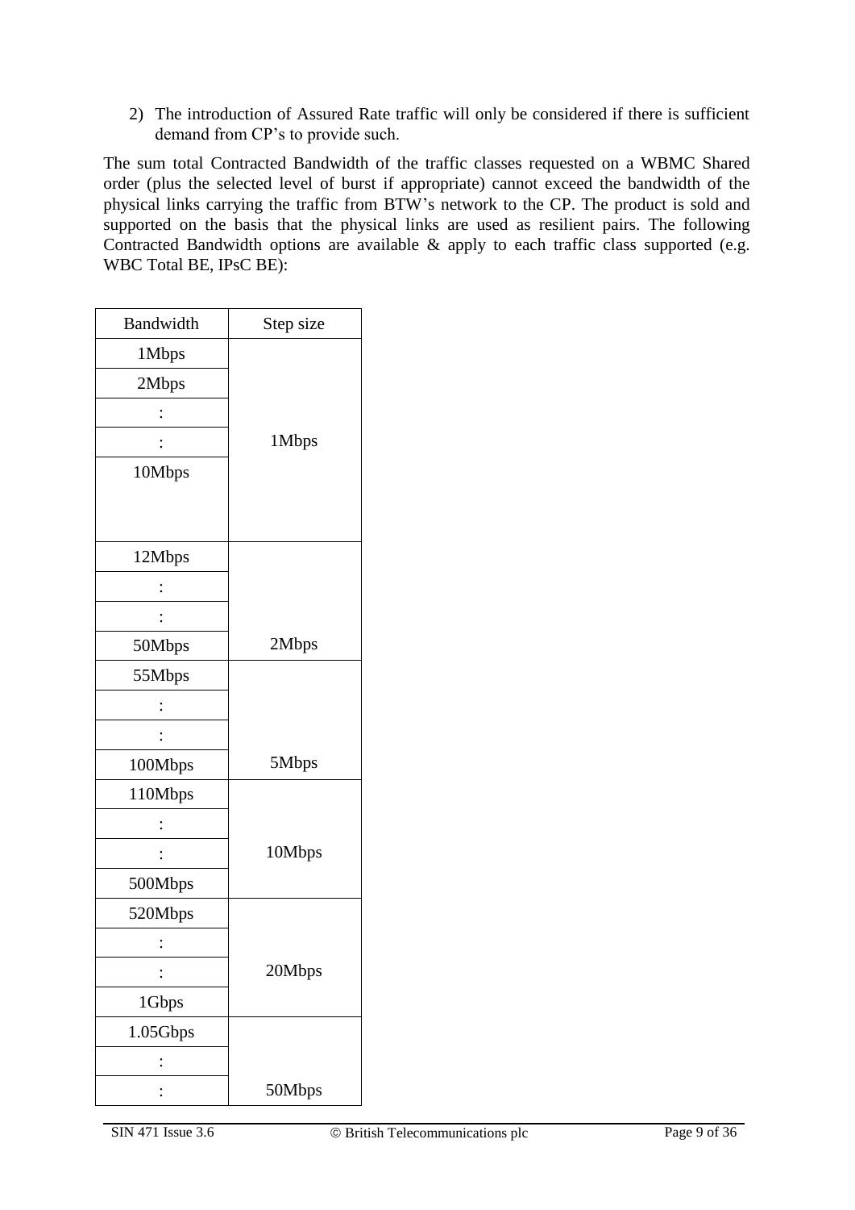2) The introduction of Assured Rate traffic will only be considered if there is sufficient demand from CP's to provide such.

The sum total Contracted Bandwidth of the traffic classes requested on a WBMC Shared order (plus the selected level of burst if appropriate) cannot exceed the bandwidth of the physical links carrying the traffic from BTW's network to the CP. The product is sold and supported on the basis that the physical links are used as resilient pairs. The following Contracted Bandwidth options are available & apply to each traffic class supported (e.g. WBC Total BE, IPsC BE):

| Bandwidth | Step size |
|---|---|
| 1Mbps | |
| 2Mbps | |
| : | |
| : | 1Mbps |
| 10Mbps | |
| 12Mbps | |
| : | |
| : | |
| 50Mbps | 2Mbps |
| 55Mbps | |
| : | |
| : | |
| 100Mbps | 5Mbps |
| 110Mbps | |
| : | |
| : | 10Mbps |
| 500Mbps | |
| 520Mbps | |
| : | |
| : | 20Mbps |
| 1Gbps | |
| 1.05Gbps | |
| : | |
| : | 50Mbps |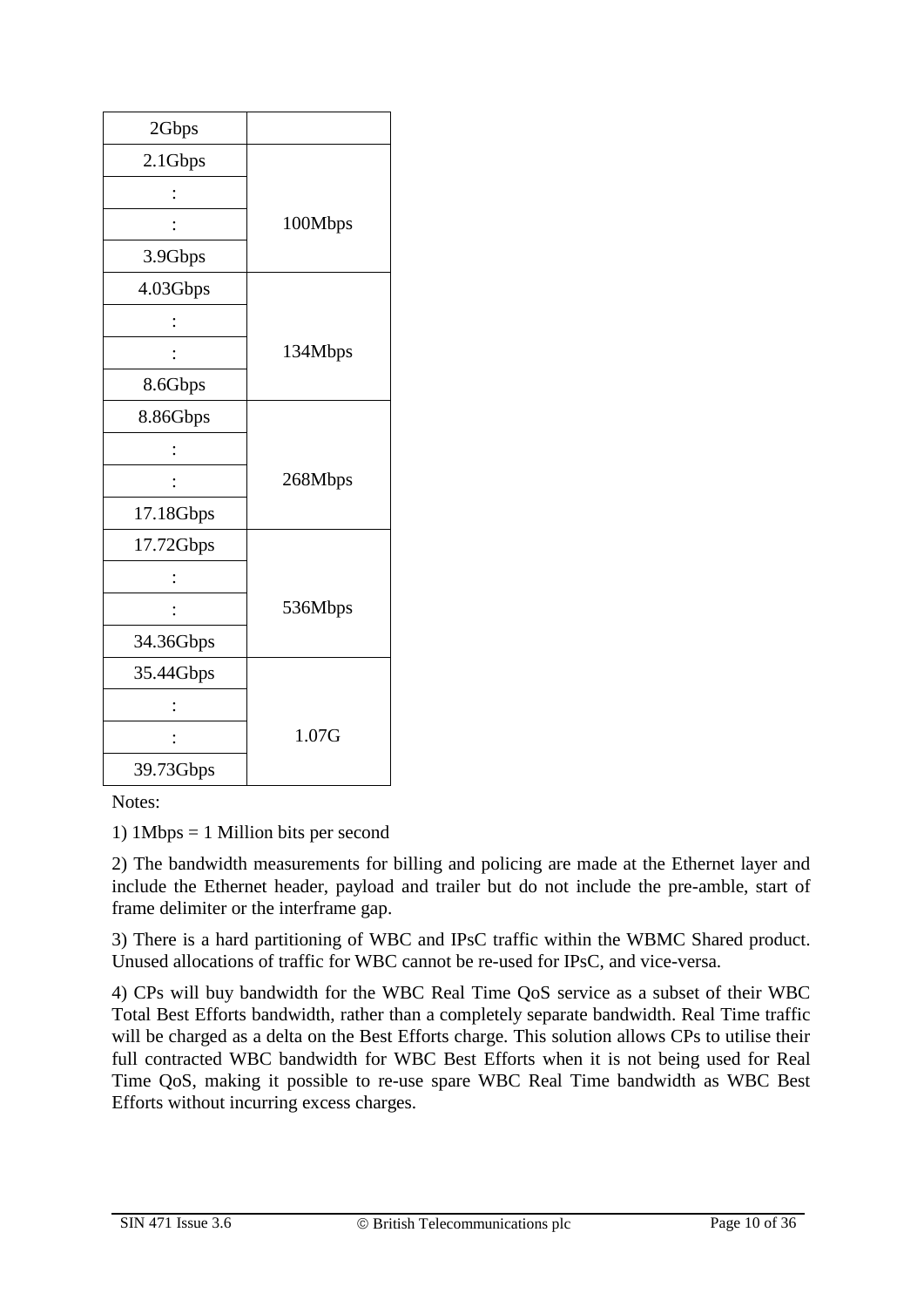| 2Gbps | |
|---|---|
| 2.1Gbps | 100Mbps |
| : | |
| : | |
| 3.9Gbps | |
| 4.03Gbps | 134Mbps |
| : | |
| : | |
| 8.6Gbps | |
| 8.86Gbps | 268Mbps |
| : | |
| : | |
| 17.18Gbps | |
| 17.72Gbps | 536Mbps |
| : | |
| : | |
| 34.36Gbps | |
| 35.44Gbps | 1.07G |
| : | |
| : | |
| 39.73Gbps | |

Notes:

1) 1Mbps = 1 Million bits per second

2) The bandwidth measurements for billing and policing are made at the Ethernet layer and include the Ethernet header, payload and trailer but do not include the pre-amble, start of frame delimiter or the interframe gap.

3) There is a hard partitioning of WBC and IPsC traffic within the WBMC Shared product. Unused allocations of traffic for WBC cannot be re-used for IPsC, and vice-versa.

4) CPs will buy bandwidth for the WBC Real Time QoS service as a subset of their WBC Total Best Efforts bandwidth, rather than a completely separate bandwidth. Real Time traffic will be charged as a delta on the Best Efforts charge. This solution allows CPs to utilise their full contracted WBC bandwidth for WBC Best Efforts when it is not being used for Real Time QoS, making it possible to re-use spare WBC Real Time bandwidth as WBC Best Efforts without incurring excess charges.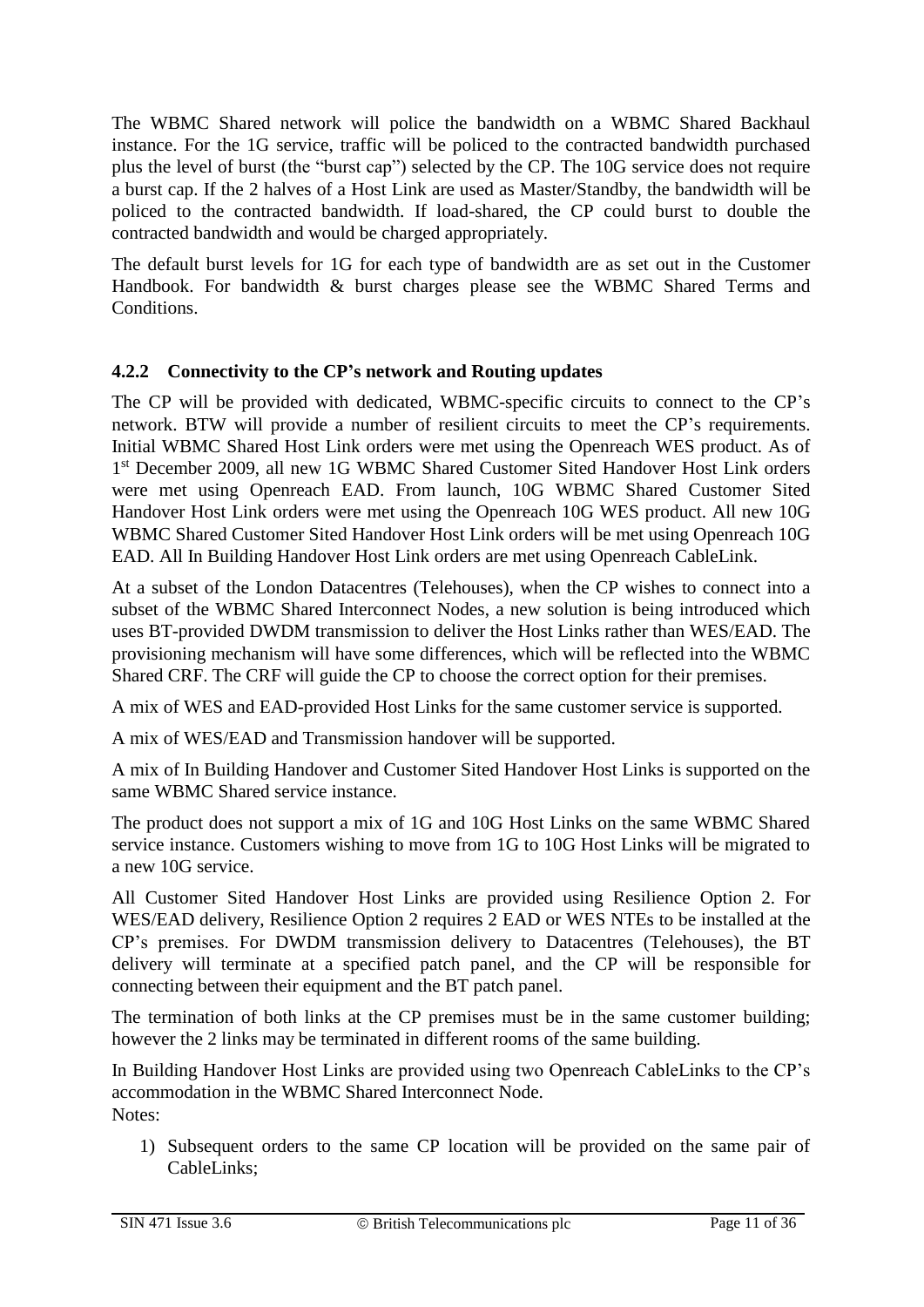The WBMC Shared network will police the bandwidth on a WBMC Shared Backhaul instance. For the 1G service, traffic will be policed to the contracted bandwidth purchased plus the level of burst (the "burst cap") selected by the CP. The 10G service does not require a burst cap. If the 2 halves of a Host Link are used as Master/Standby, the bandwidth will be policed to the contracted bandwidth. If load-shared, the CP could burst to double the contracted bandwidth and would be charged appropriately.

The default burst levels for 1G for each type of bandwidth are as set out in the Customer Handbook. For bandwidth & burst charges please see the WBMC Shared Terms and Conditions.

### 4.2.2 Connectivity to the CP's network and Routing updates

The CP will be provided with dedicated, WBMC-specific circuits to connect to the CP's network. BTW will provide a number of resilient circuits to meet the CP's requirements. Initial WBMC Shared Host Link orders were met using the Openreach WES product. As of 1st December 2009, all new 1G WBMC Shared Customer Sited Handover Host Link orders were met using Openreach EAD. From launch, 10G WBMC Shared Customer Sited Handover Host Link orders were met using the Openreach 10G WES product. All new 10G WBMC Shared Customer Sited Handover Host Link orders will be met using Openreach 10G EAD. All In Building Handover Host Link orders are met using Openreach CableLink.

At a subset of the London Datacentres (Telehouses), when the CP wishes to connect into a subset of the WBMC Shared Interconnect Nodes, a new solution is being introduced which uses BT-provided DWDM transmission to deliver the Host Links rather than WES/EAD. The provisioning mechanism will have some differences, which will be reflected into the WBMC Shared CRF. The CRF will guide the CP to choose the correct option for their premises.

A mix of WES and EAD-provided Host Links for the same customer service is supported.

A mix of WES/EAD and Transmission handover will be supported.

A mix of In Building Handover and Customer Sited Handover Host Links is supported on the same WBMC Shared service instance.

The product does not support a mix of 1G and 10G Host Links on the same WBMC Shared service instance. Customers wishing to move from 1G to 10G Host Links will be migrated to a new 10G service.

All Customer Sited Handover Host Links are provided using Resilience Option 2. For WES/EAD delivery, Resilience Option 2 requires 2 EAD or WES NTEs to be installed at the CP's premises. For DWDM transmission delivery to Datacentres (Telehouses), the BT delivery will terminate at a specified patch panel, and the CP will be responsible for connecting between their equipment and the BT patch panel.

The termination of both links at the CP premises must be in the same customer building; however the 2 links may be terminated in different rooms of the same building.

In Building Handover Host Links are provided using two Openreach CableLinks to the CP's accommodation in the WBMC Shared Interconnect Node.

Notes:

1) Subsequent orders to the same CP location will be provided on the same pair of CableLinks;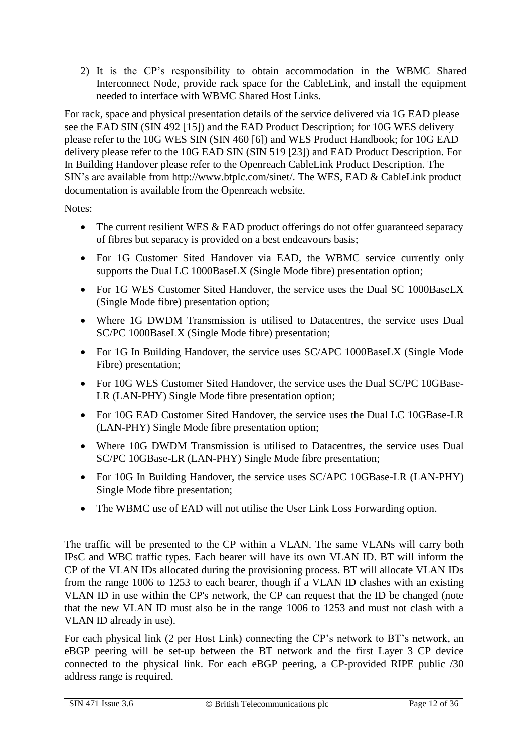2) It is the CP's responsibility to obtain accommodation in the WBMC Shared Interconnect Node, provide rack space for the CableLink, and install the equipment needed to interface with WBMC Shared Host Links.

For rack, space and physical presentation details of the service delivered via 1G EAD please see the EAD SIN (SIN 492 [15]) and the EAD Product Description; for 10G WES delivery please refer to the 10G WES SIN (SIN 460 [6]) and WES Product Handbook; for 10G EAD delivery please refer to the 10G EAD SIN (SIN 519 [23]) and EAD Product Description. For In Building Handover please refer to the Openreach CableLink Product Description. The SIN's are available from http://www.btplc.com/sinet/. The WES, EAD & CableLink product documentation is available from the Openreach website.

Notes:

- The current resilient WES & EAD product offerings do not offer guaranteed separacy of fibres but separacy is provided on a best endeavours basis;
- For 1G Customer Sited Handover via EAD, the WBMC service currently only supports the Dual LC 1000BaseLX (Single Mode fibre) presentation option;
- For 1G WES Customer Sited Handover, the service uses the Dual SC 1000BaseLX (Single Mode fibre) presentation option;
- Where 1G DWDM Transmission is utilised to Datacentres, the service uses Dual SC/PC 1000BaseLX (Single Mode fibre) presentation;
- For 1G In Building Handover, the service uses SC/APC 1000BaseLX (Single Mode Fibre) presentation;
- For 10G WES Customer Sited Handover, the service uses the Dual SC/PC 10GBase-LR (LAN-PHY) Single Mode fibre presentation option;
- For 10G EAD Customer Sited Handover, the service uses the Dual LC 10GBase-LR (LAN-PHY) Single Mode fibre presentation option;
- Where 10G DWDM Transmission is utilised to Datacentres, the service uses Dual SC/PC 10GBase-LR (LAN-PHY) Single Mode fibre presentation;
- For 10G In Building Handover, the service uses SC/APC 10GBase-LR (LAN-PHY) Single Mode fibre presentation;
- The WBMC use of EAD will not utilise the User Link Loss Forwarding option.

The traffic will be presented to the CP within a VLAN. The same VLANs will carry both IPsC and WBC traffic types. Each bearer will have its own VLAN ID. BT will inform the CP of the VLAN IDs allocated during the provisioning process. BT will allocate VLAN IDs from the range 1006 to 1253 to each bearer, though if a VLAN ID clashes with an existing VLAN ID in use within the CP's network, the CP can request that the ID be changed (note that the new VLAN ID must also be in the range 1006 to 1253 and must not clash with a VLAN ID already in use).

For each physical link (2 per Host Link) connecting the CP's network to BT's network, an eBGP peering will be set-up between the BT network and the first Layer 3 CP device connected to the physical link. For each eBGP peering, a CP-provided RIPE public /30 address range is required.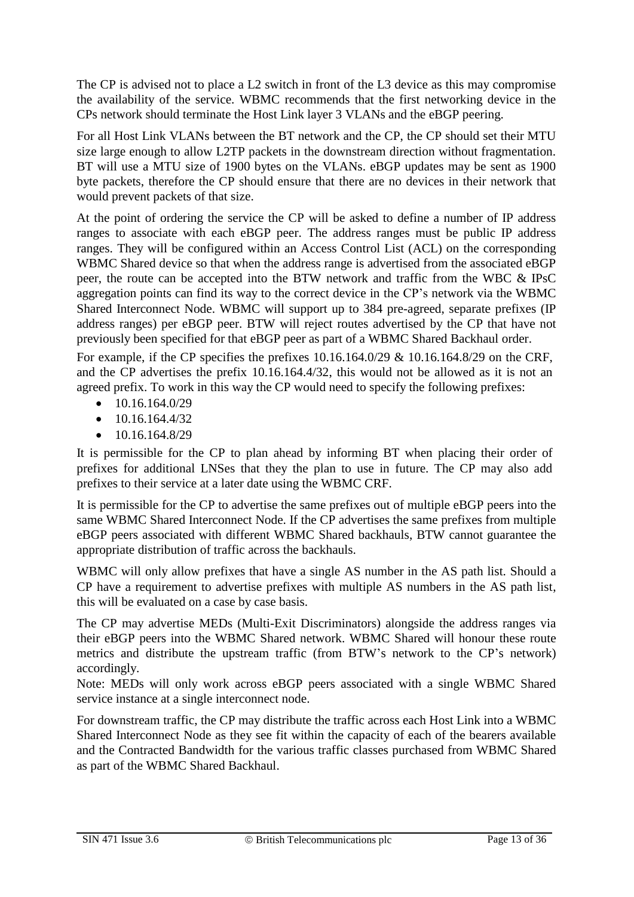The CP is advised not to place a L2 switch in front of the L3 device as this may compromise the availability of the service. WBMC recommends that the first networking device in the CPs network should terminate the Host Link layer 3 VLANs and the eBGP peering.

For all Host Link VLANs between the BT network and the CP, the CP should set their MTU size large enough to allow L2TP packets in the downstream direction without fragmentation. BT will use a MTU size of 1900 bytes on the VLANs. eBGP updates may be sent as 1900 byte packets, therefore the CP should ensure that there are no devices in their network that would prevent packets of that size.

At the point of ordering the service the CP will be asked to define a number of IP address ranges to associate with each eBGP peer. The address ranges must be public IP address ranges. They will be configured within an Access Control List (ACL) on the corresponding WBMC Shared device so that when the address range is advertised from the associated eBGP peer, the route can be accepted into the BTW network and traffic from the WBC & IPsC aggregation points can find its way to the correct device in the CP's network via the WBMC Shared Interconnect Node. WBMC will support up to 384 pre-agreed, separate prefixes (IP address ranges) per eBGP peer. BTW will reject routes advertised by the CP that have not previously been specified for that eBGP peer as part of a WBMC Shared Backhaul order.

For example, if the CP specifies the prefixes 10.16.164.0/29 & 10.16.164.8/29 on the CRF, and the CP advertises the prefix 10.16.164.4/32, this would not be allowed as it is not an agreed prefix. To work in this way the CP would need to specify the following prefixes:

- 10.16.164.0/29
- 10.16.164.4/32
- 10.16.164.8/29

It is permissible for the CP to plan ahead by informing BT when placing their order of prefixes for additional LNSes that they the plan to use in future. The CP may also add prefixes to their service at a later date using the WBMC CRF.

It is permissible for the CP to advertise the same prefixes out of multiple eBGP peers into the same WBMC Shared Interconnect Node. If the CP advertises the same prefixes from multiple eBGP peers associated with different WBMC Shared backhauls, BTW cannot guarantee the appropriate distribution of traffic across the backhauls.

WBMC will only allow prefixes that have a single AS number in the AS path list. Should a CP have a requirement to advertise prefixes with multiple AS numbers in the AS path list, this will be evaluated on a case by case basis.

The CP may advertise MEDs (Multi-Exit Discriminators) alongside the address ranges via their eBGP peers into the WBMC Shared network. WBMC Shared will honour these route metrics and distribute the upstream traffic (from BTW's network to the CP's network) accordingly.

Note: MEDs will only work across eBGP peers associated with a single WBMC Shared service instance at a single interconnect node.

For downstream traffic, the CP may distribute the traffic across each Host Link into a WBMC Shared Interconnect Node as they see fit within the capacity of each of the bearers available and the Contracted Bandwidth for the various traffic classes purchased from WBMC Shared as part of the WBMC Shared Backhaul.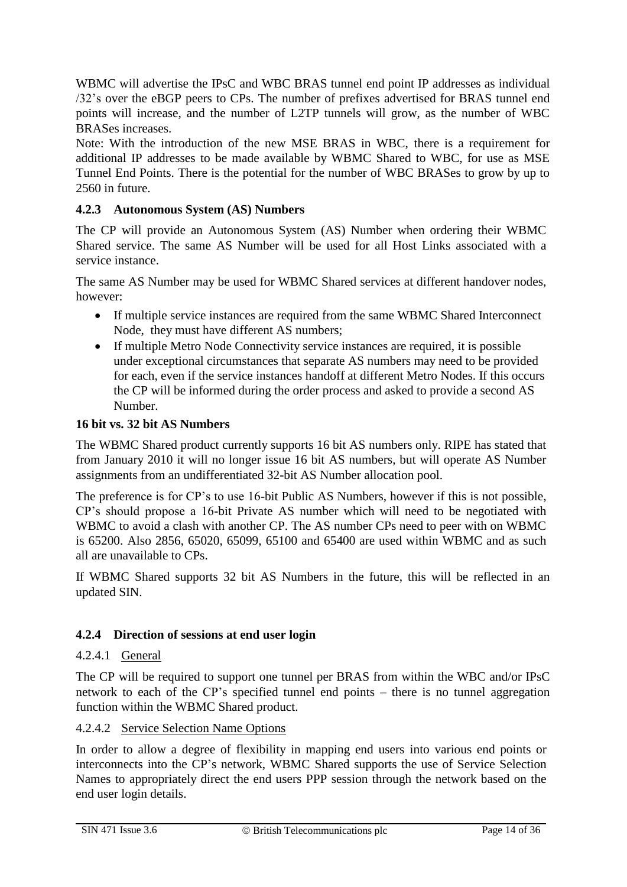WBMC will advertise the IPsC and WBC BRAS tunnel end point IP addresses as individual /32's over the eBGP peers to CPs. The number of prefixes advertised for BRAS tunnel end points will increase, and the number of L2TP tunnels will grow, as the number of WBC BRASes increases.

Note: With the introduction of the new MSE BRAS in WBC, there is a requirement for additional IP addresses to be made available by WBMC Shared to WBC, for use as MSE Tunnel End Points. There is the potential for the number of WBC BRASes to grow by up to 2560 in future.

### 4.2.3 Autonomous System (AS) Numbers

The CP will provide an Autonomous System (AS) Number when ordering their WBMC Shared service. The same AS Number will be used for all Host Links associated with a service instance.

The same AS Number may be used for WBMC Shared services at different handover nodes, however:

- If multiple service instances are required from the same WBMC Shared Interconnect Node, they must have different AS numbers;
- If multiple Metro Node Connectivity service instances are required, it is possible under exceptional circumstances that separate AS numbers may need to be provided for each, even if the service instances handoff at different Metro Nodes. If this occurs the CP will be informed during the order process and asked to provide a second AS Number.

**16 bit vs. 32 bit AS Numbers**

The WBMC Shared product currently supports 16 bit AS numbers only. RIPE has stated that from January 2010 it will no longer issue 16 bit AS numbers, but will operate AS Number assignments from an undifferentiated 32-bit AS Number allocation pool.

The preference is for CP's to use 16-bit Public AS Numbers, however if this is not possible, CP's should propose a 16-bit Private AS number which will need to be negotiated with WBMC to avoid a clash with another CP. The AS number CPs need to peer with on WBMC is 65200. Also 2856, 65020, 65099, 65100 and 65400 are used within WBMC and as such all are unavailable to CPs.

If WBMC Shared supports 32 bit AS Numbers in the future, this will be reflected in an updated SIN.

### 4.2.4 Direction of sessions at end user login

#### 4.2.4.1 General

The CP will be required to support one tunnel per BRAS from within the WBC and/or IPsC network to each of the CP's specified tunnel end points – there is no tunnel aggregation function within the WBMC Shared product.

#### 4.2.4.2 Service Selection Name Options

In order to allow a degree of flexibility in mapping end users into various end points or interconnects into the CP's network, WBMC Shared supports the use of Service Selection Names to appropriately direct the end users PPP session through the network based on the end user login details.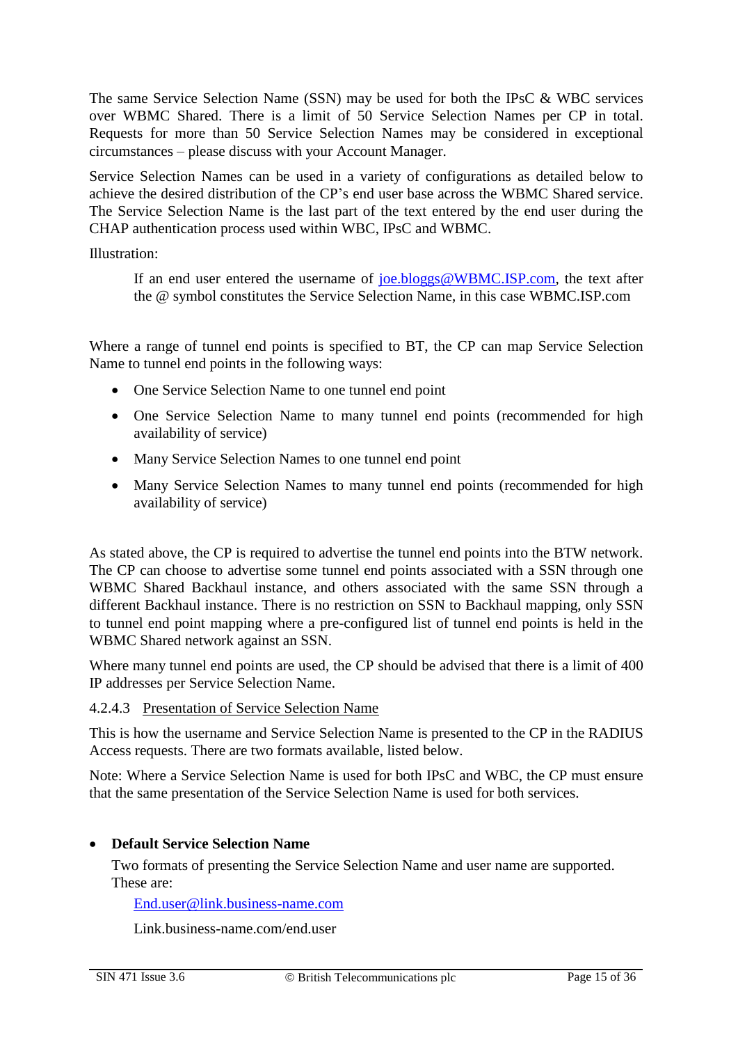The same Service Selection Name (SSN) may be used for both the IPsC & WBC services over WBMC Shared. There is a limit of 50 Service Selection Names per CP in total. Requests for more than 50 Service Selection Names may be considered in exceptional circumstances – please discuss with your Account Manager.

Service Selection Names can be used in a variety of configurations as detailed below to achieve the desired distribution of the CP's end user base across the WBMC Shared service. The Service Selection Name is the last part of the text entered by the end user during the CHAP authentication process used within WBC, IPsC and WBMC.

Illustration:

> If an end user entered the username of joe.bloggs@WBMC.ISP.com, the text after the @ symbol constitutes the Service Selection Name, in this case WBMC.ISP.com

Where a range of tunnel end points is specified to BT, the CP can map Service Selection Name to tunnel end points in the following ways:

- One Service Selection Name to one tunnel end point
- One Service Selection Name to many tunnel end points (recommended for high availability of service)
- Many Service Selection Names to one tunnel end point
- Many Service Selection Names to many tunnel end points (recommended for high availability of service)

As stated above, the CP is required to advertise the tunnel end points into the BTW network. The CP can choose to advertise some tunnel end points associated with a SSN through one WBMC Shared Backhaul instance, and others associated with the same SSN through a different Backhaul instance. There is no restriction on SSN to Backhaul mapping, only SSN to tunnel end point mapping where a pre-configured list of tunnel end points is held in the WBMC Shared network against an SSN.

Where many tunnel end points are used, the CP should be advised that there is a limit of 400 IP addresses per Service Selection Name.

#### 4.2.4.3 Presentation of Service Selection Name

This is how the username and Service Selection Name is presented to the CP in the RADIUS Access requests. There are two formats available, listed below.

Note: Where a Service Selection Name is used for both IPsC and WBC, the CP must ensure that the same presentation of the Service Selection Name is used for both services.

- **Default Service Selection Name**

  Two formats of presenting the Service Selection Name and user name are supported. These are:

  > End.user@link.business-name.com
  >
  > Link.business-name.com/end.user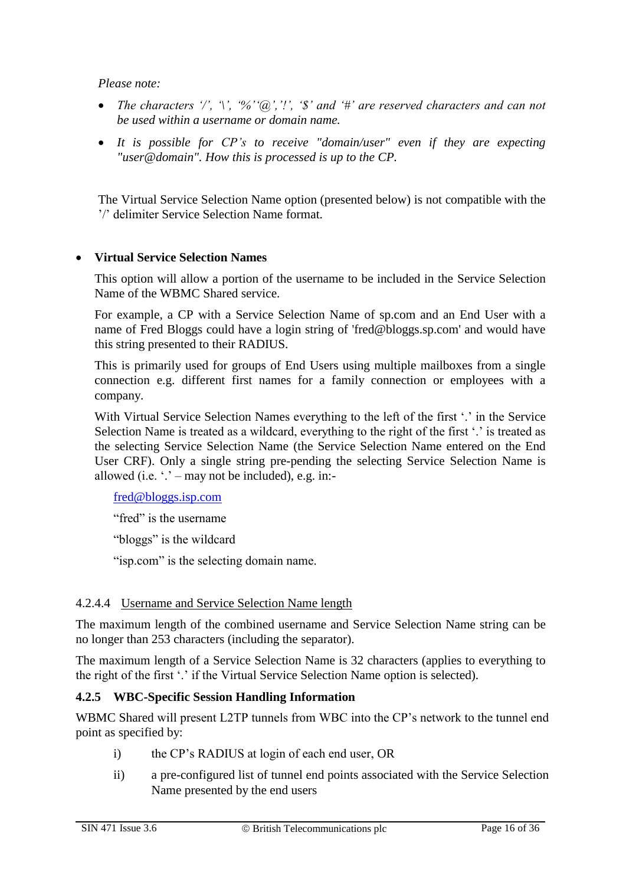*Please note:*

- *The characters '/', '\', '%''@','!', '$' and '#' are reserved characters and can not be used within a username or domain name.*
- *It is possible for CP's to receive "domain/user" even if they are expecting "user@domain". How this is processed is up to the CP.*

The Virtual Service Selection Name option (presented below) is not compatible with the '/' delimiter Service Selection Name format.

- **Virtual Service Selection Names**

  This option will allow a portion of the username to be included in the Service Selection Name of the WBMC Shared service.

  For example, a CP with a Service Selection Name of sp.com and an End User with a name of Fred Bloggs could have a login string of 'fred@bloggs.sp.com' and would have this string presented to their RADIUS.

  This is primarily used for groups of End Users using multiple mailboxes from a single connection e.g. different first names for a family connection or employees with a company.

  With Virtual Service Selection Names everything to the left of the first '.' in the Service Selection Name is treated as a wildcard, everything to the right of the first '.' is treated as the selecting Service Selection Name (the Service Selection Name entered on the End User CRF). Only a single string pre-pending the selecting Service Selection Name is allowed (i.e. '.' – may not be included), e.g. in:-

  fred@bloggs.isp.com

  "fred" is the username

  "bloggs" is the wildcard

  "isp.com" is the selecting domain name.

#### 4.2.4.4 Username and Service Selection Name length

The maximum length of the combined username and Service Selection Name string can be no longer than 253 characters (including the separator).

The maximum length of a Service Selection Name is 32 characters (applies to everything to the right of the first '.' if the Virtual Service Selection Name option is selected).

### 4.2.5 WBC-Specific Session Handling Information

WBMC Shared will present L2TP tunnels from WBC into the CP's network to the tunnel end point as specified by:

i) the CP's RADIUS at login of each end user, OR

ii) a pre-configured list of tunnel end points associated with the Service Selection Name presented by the end users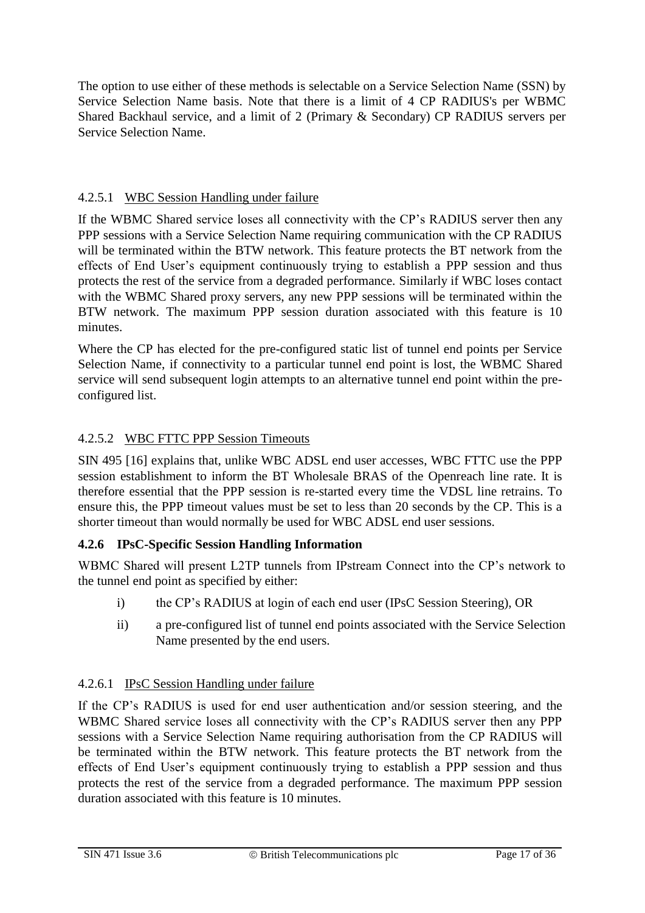The option to use either of these methods is selectable on a Service Selection Name (SSN) by Service Selection Name basis. Note that there is a limit of 4 CP RADIUS's per WBMC Shared Backhaul service, and a limit of 2 (Primary & Secondary) CP RADIUS servers per Service Selection Name.

#### 4.2.5.1 WBC Session Handling under failure

If the WBMC Shared service loses all connectivity with the CP's RADIUS server then any PPP sessions with a Service Selection Name requiring communication with the CP RADIUS will be terminated within the BTW network. This feature protects the BT network from the effects of End User's equipment continuously trying to establish a PPP session and thus protects the rest of the service from a degraded performance. Similarly if WBC loses contact with the WBMC Shared proxy servers, any new PPP sessions will be terminated within the BTW network. The maximum PPP session duration associated with this feature is 10 minutes.

Where the CP has elected for the pre-configured static list of tunnel end points per Service Selection Name, if connectivity to a particular tunnel end point is lost, the WBMC Shared service will send subsequent login attempts to an alternative tunnel end point within the pre-configured list.

#### 4.2.5.2 WBC FTTC PPP Session Timeouts

SIN 495 [16] explains that, unlike WBC ADSL end user accesses, WBC FTTC use the PPP session establishment to inform the BT Wholesale BRAS of the Openreach line rate. It is therefore essential that the PPP session is re-started every time the VDSL line retrains. To ensure this, the PPP timeout values must be set to less than 20 seconds by the CP. This is a shorter timeout than would normally be used for WBC ADSL end user sessions.

### 4.2.6 IPsC-Specific Session Handling Information

WBMC Shared will present L2TP tunnels from IPstream Connect into the CP's network to the tunnel end point as specified by either:

i) the CP's RADIUS at login of each end user (IPsC Session Steering), OR

ii) a pre-configured list of tunnel end points associated with the Service Selection Name presented by the end users.

#### 4.2.6.1 IPsC Session Handling under failure

If the CP's RADIUS is used for end user authentication and/or session steering, and the WBMC Shared service loses all connectivity with the CP's RADIUS server then any PPP sessions with a Service Selection Name requiring authorisation from the CP RADIUS will be terminated within the BTW network. This feature protects the BT network from the effects of End User's equipment continuously trying to establish a PPP session and thus protects the rest of the service from a degraded performance. The maximum PPP session duration associated with this feature is 10 minutes.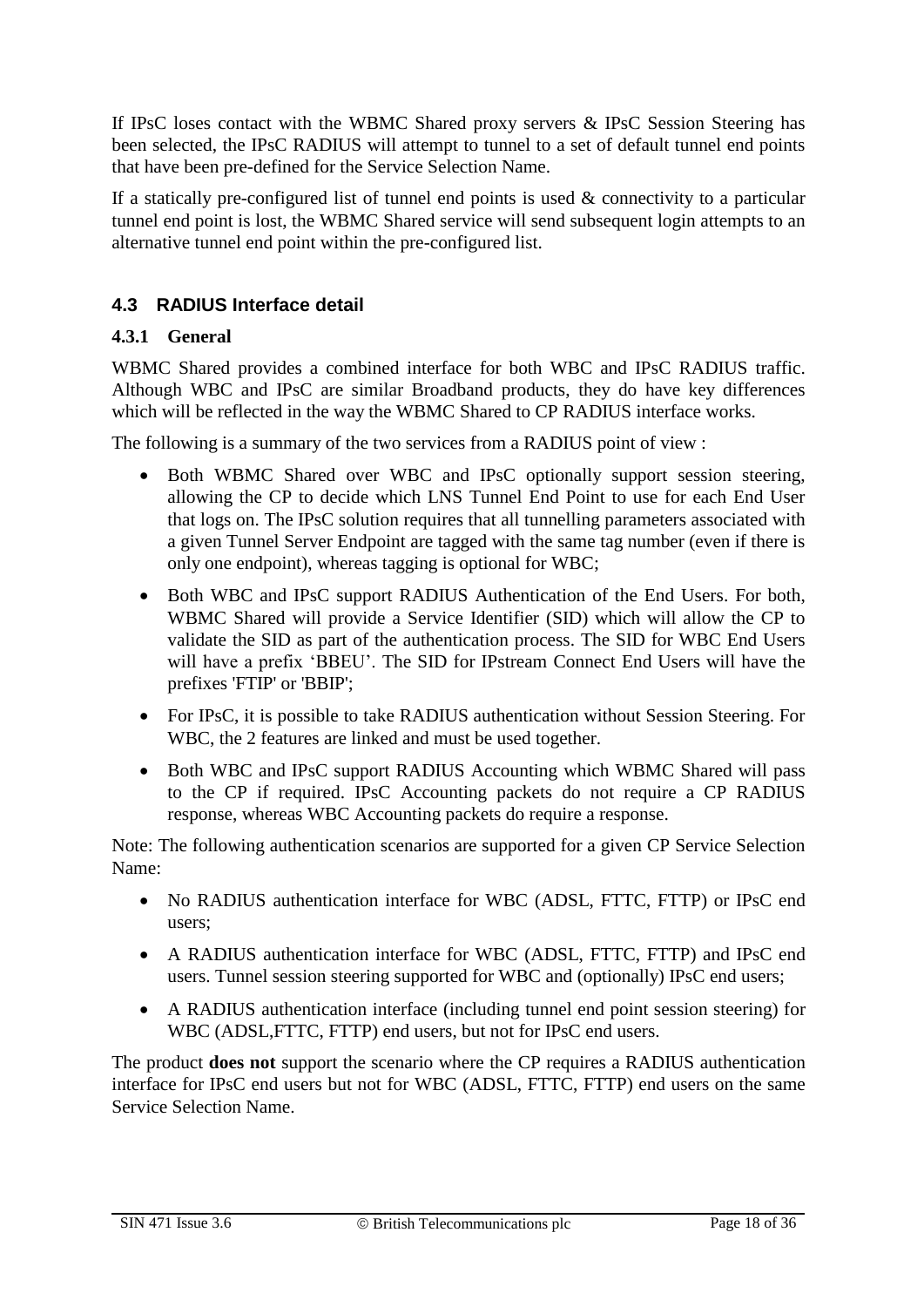If IPsC loses contact with the WBMC Shared proxy servers & IPsC Session Steering has been selected, the IPsC RADIUS will attempt to tunnel to a set of default tunnel end points that have been pre-defined for the Service Selection Name.

If a statically pre-configured list of tunnel end points is used & connectivity to a particular tunnel end point is lost, the WBMC Shared service will send subsequent login attempts to an alternative tunnel end point within the pre-configured list.

## 4.3 RADIUS Interface detail

### 4.3.1 General

WBMC Shared provides a combined interface for both WBC and IPsC RADIUS traffic. Although WBC and IPsC are similar Broadband products, they do have key differences which will be reflected in the way the WBMC Shared to CP RADIUS interface works.

The following is a summary of the two services from a RADIUS point of view :

- Both WBMC Shared over WBC and IPsC optionally support session steering, allowing the CP to decide which LNS Tunnel End Point to use for each End User that logs on. The IPsC solution requires that all tunnelling parameters associated with a given Tunnel Server Endpoint are tagged with the same tag number (even if there is only one endpoint), whereas tagging is optional for WBC;
- Both WBC and IPsC support RADIUS Authentication of the End Users. For both, WBMC Shared will provide a Service Identifier (SID) which will allow the CP to validate the SID as part of the authentication process. The SID for WBC End Users will have a prefix 'BBEU'. The SID for IPstream Connect End Users will have the prefixes 'FTIP' or 'BBIP';
- For IPsC, it is possible to take RADIUS authentication without Session Steering. For WBC, the 2 features are linked and must be used together.
- Both WBC and IPsC support RADIUS Accounting which WBMC Shared will pass to the CP if required. IPsC Accounting packets do not require a CP RADIUS response, whereas WBC Accounting packets do require a response.

Note: The following authentication scenarios are supported for a given CP Service Selection Name:

- No RADIUS authentication interface for WBC (ADSL, FTTC, FTTP) or IPsC end users;
- A RADIUS authentication interface for WBC (ADSL, FTTC, FTTP) and IPsC end users. Tunnel session steering supported for WBC and (optionally) IPsC end users;
- A RADIUS authentication interface (including tunnel end point session steering) for WBC (ADSL,FTTC, FTTP) end users, but not for IPsC end users.

The product **does not** support the scenario where the CP requires a RADIUS authentication interface for IPsC end users but not for WBC (ADSL, FTTC, FTTP) end users on the same Service Selection Name.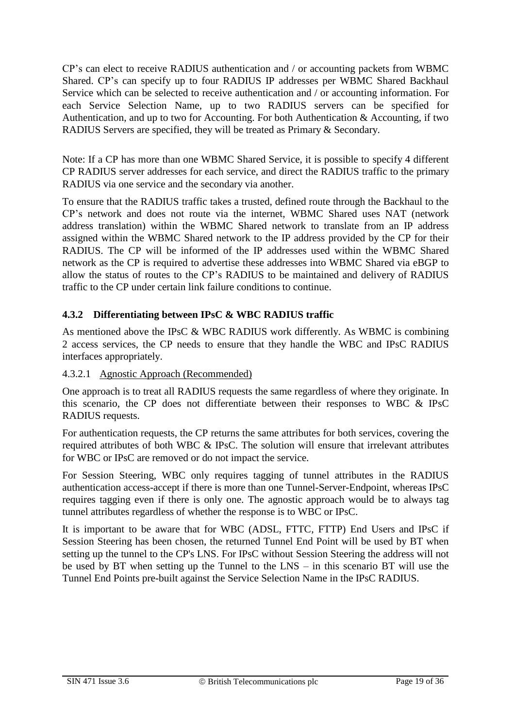CP's can elect to receive RADIUS authentication and / or accounting packets from WBMC Shared. CP's can specify up to four RADIUS IP addresses per WBMC Shared Backhaul Service which can be selected to receive authentication and / or accounting information. For each Service Selection Name, up to two RADIUS servers can be specified for Authentication, and up to two for Accounting. For both Authentication & Accounting, if two RADIUS Servers are specified, they will be treated as Primary & Secondary.

Note: If a CP has more than one WBMC Shared Service, it is possible to specify 4 different CP RADIUS server addresses for each service, and direct the RADIUS traffic to the primary RADIUS via one service and the secondary via another.

To ensure that the RADIUS traffic takes a trusted, defined route through the Backhaul to the CP's network and does not route via the internet, WBMC Shared uses NAT (network address translation) within the WBMC Shared network to translate from an IP address assigned within the WBMC Shared network to the IP address provided by the CP for their RADIUS. The CP will be informed of the IP addresses used within the WBMC Shared network as the CP is required to advertise these addresses into WBMC Shared via eBGP to allow the status of routes to the CP's RADIUS to be maintained and delivery of RADIUS traffic to the CP under certain link failure conditions to continue.

### 4.3.2 Differentiating between IPsC & WBC RADIUS traffic

As mentioned above the IPsC & WBC RADIUS work differently. As WBMC is combining 2 access services, the CP needs to ensure that they handle the WBC and IPsC RADIUS interfaces appropriately.

#### 4.3.2.1 Agnostic Approach (Recommended)

One approach is to treat all RADIUS requests the same regardless of where they originate. In this scenario, the CP does not differentiate between their responses to WBC & IPsC RADIUS requests.

For authentication requests, the CP returns the same attributes for both services, covering the required attributes of both WBC & IPsC. The solution will ensure that irrelevant attributes for WBC or IPsC are removed or do not impact the service.

For Session Steering, WBC only requires tagging of tunnel attributes in the RADIUS authentication access-accept if there is more than one Tunnel-Server-Endpoint, whereas IPsC requires tagging even if there is only one. The agnostic approach would be to always tag tunnel attributes regardless of whether the response is to WBC or IPsC.

It is important to be aware that for WBC (ADSL, FTTC, FTTP) End Users and IPsC if Session Steering has been chosen, the returned Tunnel End Point will be used by BT when setting up the tunnel to the CP's LNS. For IPsC without Session Steering the address will not be used by BT when setting up the Tunnel to the LNS – in this scenario BT will use the Tunnel End Points pre-built against the Service Selection Name in the IPsC RADIUS.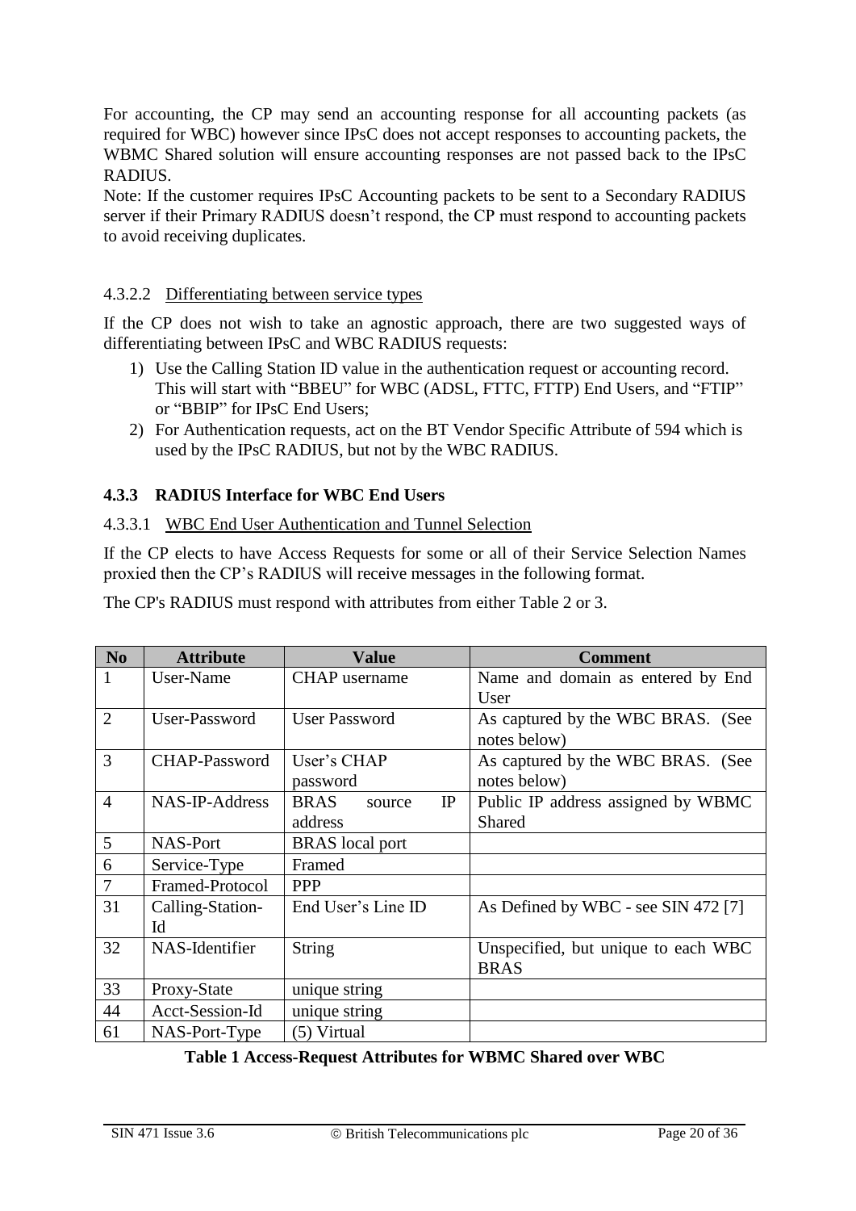For accounting, the CP may send an accounting response for all accounting packets (as required for WBC) however since IPsC does not accept responses to accounting packets, the WBMC Shared solution will ensure accounting responses are not passed back to the IPsC RADIUS.

Note: If the customer requires IPsC Accounting packets to be sent to a Secondary RADIUS server if their Primary RADIUS doesn't respond, the CP must respond to accounting packets to avoid receiving duplicates.

#### 4.3.2.2 Differentiating between service types

If the CP does not wish to take an agnostic approach, there are two suggested ways of differentiating between IPsC and WBC RADIUS requests:

1) Use the Calling Station ID value in the authentication request or accounting record. This will start with "BBEU" for WBC (ADSL, FTTC, FTTP) End Users, and "FTIP" or "BBIP" for IPsC End Users;
2) For Authentication requests, act on the BT Vendor Specific Attribute of 594 which is used by the IPsC RADIUS, but not by the WBC RADIUS.

### 4.3.3 RADIUS Interface for WBC End Users

#### 4.3.3.1 WBC End User Authentication and Tunnel Selection

If the CP elects to have Access Requests for some or all of their Service Selection Names proxied then the CP's RADIUS will receive messages in the following format.

The CP's RADIUS must respond with attributes from either Table 2 or 3.

| No | Attribute | Value | Comment |
|---|---|---|---|
| 1 | User-Name | CHAP username | Name and domain as entered by End User |
| 2 | User-Password | User Password | As captured by the WBC BRAS. (See notes below) |
| 3 | CHAP-Password | User's CHAP password | As captured by the WBC BRAS. (See notes below) |
| 4 | NAS-IP-Address | BRAS source IP address | Public IP address assigned by WBMC Shared |
| 5 | NAS-Port | BRAS local port | |
| 6 | Service-Type | Framed | |
| 7 | Framed-Protocol | PPP | |
| 31 | Calling-Station-Id | End User's Line ID | As Defined by WBC - see SIN 472 [7] |
| 32 | NAS-Identifier | String | Unspecified, but unique to each WBC BRAS |
| 33 | Proxy-State | unique string | |
| 44 | Acct-Session-Id | unique string | |
| 61 | NAS-Port-Type | (5) Virtual | |

**Table 1 Access-Request Attributes for WBMC Shared over WBC**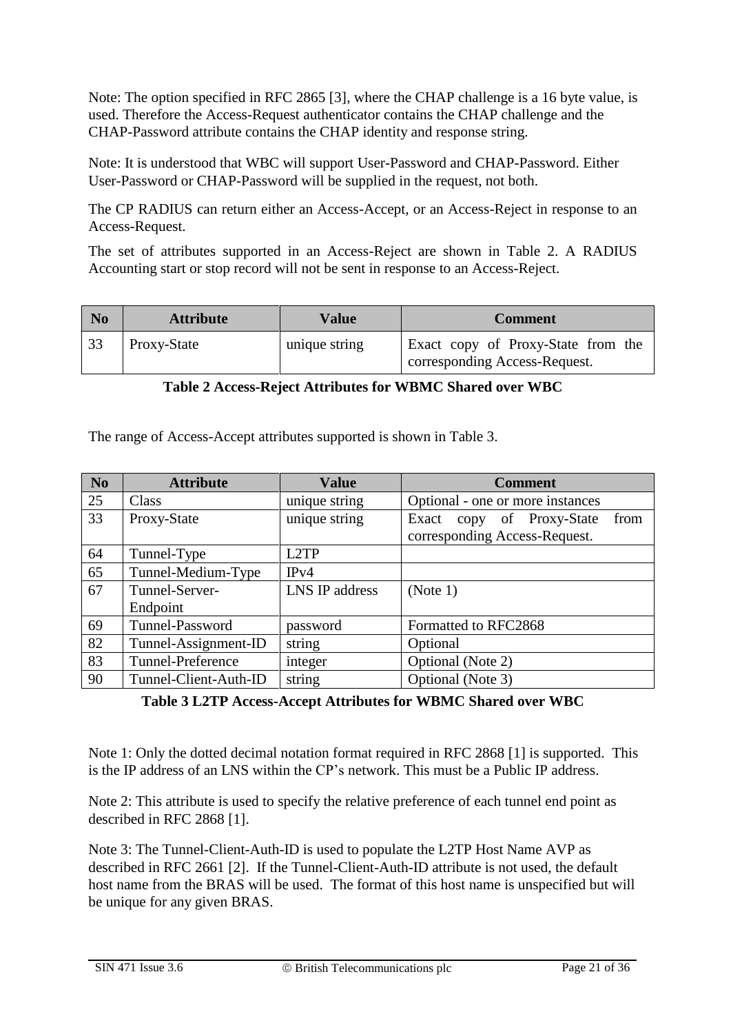Note: The option specified in RFC 2865 [3], where the CHAP challenge is a 16 byte value, is used. Therefore the Access-Request authenticator contains the CHAP challenge and the CHAP-Password attribute contains the CHAP identity and response string.

Note: It is understood that WBC will support User-Password and CHAP-Password. Either User-Password or CHAP-Password will be supplied in the request, not both.

The CP RADIUS can return either an Access-Accept, or an Access-Reject in response to an Access-Request.

The set of attributes supported in an Access-Reject are shown in Table 2. A RADIUS Accounting start or stop record will not be sent in response to an Access-Reject.

| No | Attribute | Value | Comment |
|---|---|---|---|
| 33 | Proxy-State | unique string | Exact copy of Proxy-State from the corresponding Access-Request. |

**Table 2 Access-Reject Attributes for WBMC Shared over WBC**

The range of Access-Accept attributes supported is shown in Table 3.

| No | Attribute | Value | Comment |
|---|---|---|---|
| 25 | Class | unique string | Optional - one or more instances |
| 33 | Proxy-State | unique string | Exact copy of Proxy-State from corresponding Access-Request. |
| 64 | Tunnel-Type | L2TP | |
| 65 | Tunnel-Medium-Type | IPv4 | |
| 67 | Tunnel-Server-Endpoint | LNS IP address | (Note 1) |
| 69 | Tunnel-Password | password | Formatted to RFC2868 |
| 82 | Tunnel-Assignment-ID | string | Optional |
| 83 | Tunnel-Preference | integer | Optional (Note 2) |
| 90 | Tunnel-Client-Auth-ID | string | Optional (Note 3) |

**Table 3 L2TP Access-Accept Attributes for WBMC Shared over WBC**

Note 1: Only the dotted decimal notation format required in RFC 2868 [1] is supported. This is the IP address of an LNS within the CP's network. This must be a Public IP address.

Note 2: This attribute is used to specify the relative preference of each tunnel end point as described in RFC 2868 [1].

Note 3: The Tunnel-Client-Auth-ID is used to populate the L2TP Host Name AVP as described in RFC 2661 [2]. If the Tunnel-Client-Auth-ID attribute is not used, the default host name from the BRAS will be used. The format of this host name is unspecified but will be unique for any given BRAS.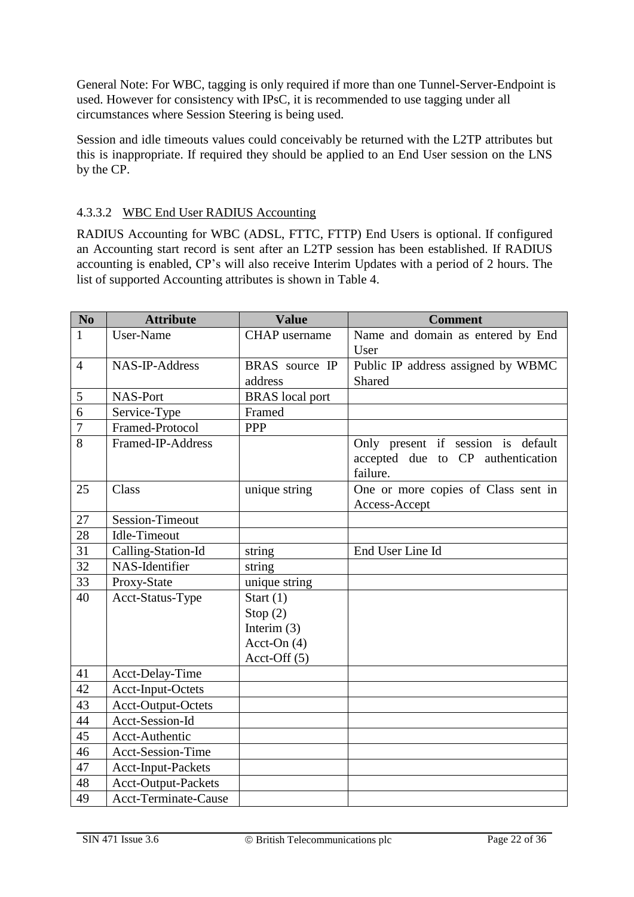General Note: For WBC, tagging is only required if more than one Tunnel-Server-Endpoint is used. However for consistency with IPsC, it is recommended to use tagging under all circumstances where Session Steering is being used.

Session and idle timeouts values could conceivably be returned with the L2TP attributes but this is inappropriate. If required they should be applied to an End User session on the LNS by the CP.

#### 4.3.3.2 WBC End User RADIUS Accounting

RADIUS Accounting for WBC (ADSL, FTTC, FTTP) End Users is optional. If configured an Accounting start record is sent after an L2TP session has been established. If RADIUS accounting is enabled, CP's will also receive Interim Updates with a period of 2 hours. The list of supported Accounting attributes is shown in Table 4.

| No | Attribute | Value | Comment |
|---|---|---|---|
| 1 | User-Name | CHAP username | Name and domain as entered by End User |
| 4 | NAS-IP-Address | BRAS source IP address | Public IP address assigned by WBMC Shared |
| 5 | NAS-Port | BRAS local port | |
| 6 | Service-Type | Framed | |
| 7 | Framed-Protocol | PPP | |
| 8 | Framed-IP-Address | | Only present if session is default accepted due to CP authentication failure. |
| 25 | Class | unique string | One or more copies of Class sent in Access-Accept |
| 27 | Session-Timeout | | |
| 28 | Idle-Timeout | | |
| 31 | Calling-Station-Id | string | End User Line Id |
| 32 | NAS-Identifier | string | |
| 33 | Proxy-State | unique string | |
| 40 | Acct-Status-Type | Start (1)<br>Stop (2)<br>Interim (3)<br>Acct-On (4)<br>Acct-Off (5) | |
| 41 | Acct-Delay-Time | | |
| 42 | Acct-Input-Octets | | |
| 43 | Acct-Output-Octets | | |
| 44 | Acct-Session-Id | | |
| 45 | Acct-Authentic | | |
| 46 | Acct-Session-Time | | |
| 47 | Acct-Input-Packets | | |
| 48 | Acct-Output-Packets | | |
| 49 | Acct-Terminate-Cause | | |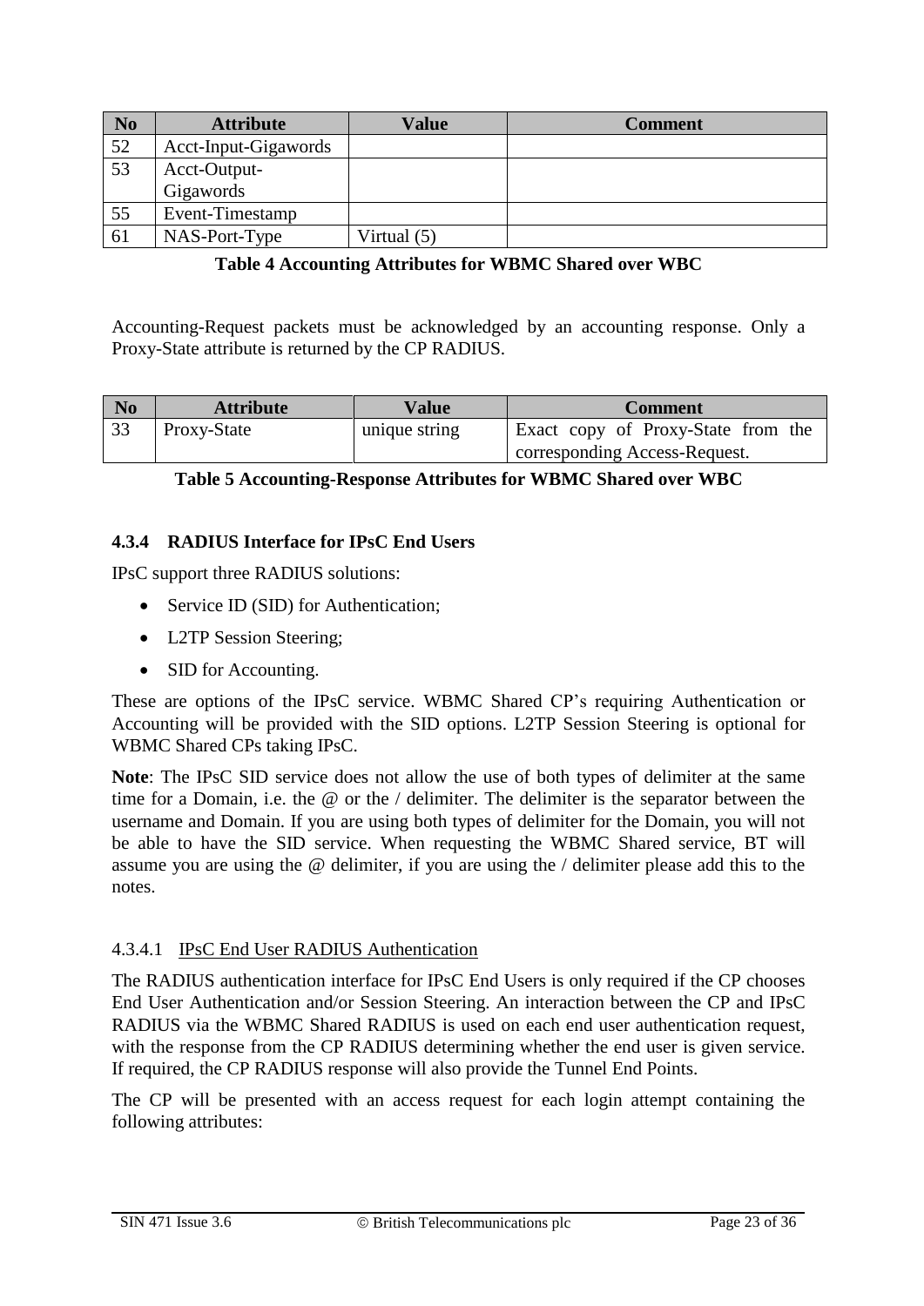| No | Attribute | Value | Comment |
|---|---|---|---|
| 52 | Acct-Input-Gigawords | | |
| 53 | Acct-Output-Gigawords | | |
| 55 | Event-Timestamp | | |
| 61 | NAS-Port-Type | Virtual (5) | |

**Table 4 Accounting Attributes for WBMC Shared over WBC**

Accounting-Request packets must be acknowledged by an accounting response. Only a Proxy-State attribute is returned by the CP RADIUS.

| No | Attribute | Value | Comment |
|---|---|---|---|
| 33 | Proxy-State | unique string | Exact copy of Proxy-State from the corresponding Access-Request. |

**Table 5 Accounting-Response Attributes for WBMC Shared over WBC**

### 4.3.4 RADIUS Interface for IPsC End Users

IPsC support three RADIUS solutions:

- Service ID (SID) for Authentication;
- L2TP Session Steering;
- SID for Accounting.

These are options of the IPsC service. WBMC Shared CP's requiring Authentication or Accounting will be provided with the SID options. L2TP Session Steering is optional for WBMC Shared CPs taking IPsC.

**Note**: The IPsC SID service does not allow the use of both types of delimiter at the same time for a Domain, i.e. the @ or the / delimiter. The delimiter is the separator between the username and Domain. If you are using both types of delimiter for the Domain, you will not be able to have the SID service. When requesting the WBMC Shared service, BT will assume you are using the @ delimiter, if you are using the / delimiter please add this to the notes.

#### 4.3.4.1 IPsC End User RADIUS Authentication

The RADIUS authentication interface for IPsC End Users is only required if the CP chooses End User Authentication and/or Session Steering. An interaction between the CP and IPsC RADIUS via the WBMC Shared RADIUS is used on each end user authentication request, with the response from the CP RADIUS determining whether the end user is given service. If required, the CP RADIUS response will also provide the Tunnel End Points.

The CP will be presented with an access request for each login attempt containing the following attributes: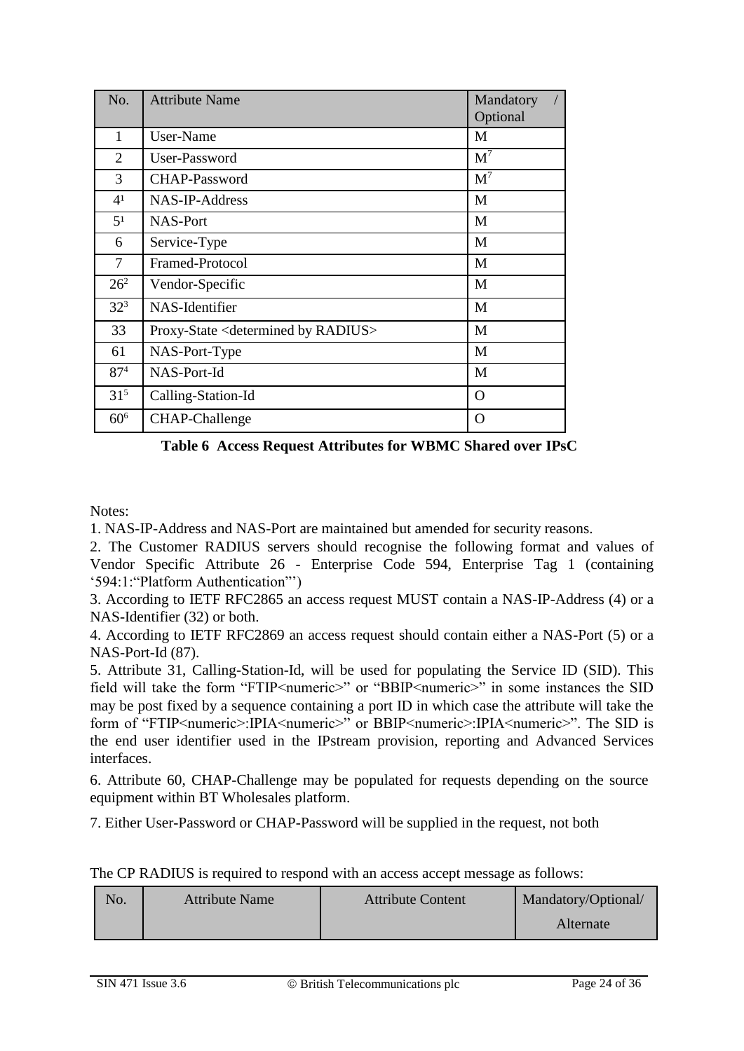| No. | Attribute Name | Mandatory / Optional |
|---|---|---|
| 1 | User-Name | M |
| 2 | User-Password | M[7] |
| 3 | CHAP-Password | M[7] |
| 4[1] | NAS-IP-Address | M |
| 5[1] | NAS-Port | M |
| 6 | Service-Type | M |
| 7 | Framed-Protocol | M |
| 26[2] | Vendor-Specific | M |
| 32[3] | NAS-Identifier | M |
| 33 | Proxy-State <determined by RADIUS> | M |
| 61 | NAS-Port-Type | M |
| 87[4] | NAS-Port-Id | M |
| 31[5] | Calling-Station-Id | O |
| 60[6] | CHAP-Challenge | O |

**Table 6 Access Request Attributes for WBMC Shared over IPsC**

Notes:

1. NAS-IP-Address and NAS-Port are maintained but amended for security reasons.
2. The Customer RADIUS servers should recognise the following format and values of Vendor Specific Attribute 26 - Enterprise Code 594, Enterprise Tag 1 (containing '594:1:"Platform Authentication"')
3. According to IETF RFC2865 an access request MUST contain a NAS-IP-Address (4) or a NAS-Identifier (32) or both.
4. According to IETF RFC2869 an access request should contain either a NAS-Port (5) or a NAS-Port-Id (87).
5. Attribute 31, Calling-Station-Id, will be used for populating the Service ID (SID). This field will take the form "FTIP<numeric>" or "BBIP<numeric>" in some instances the SID may be post fixed by a sequence containing a port ID in which case the attribute will take the form of "FTIP<numeric>:IPIA<numeric>" or BBIP<numeric>:IPIA<numeric>". The SID is the end user identifier used in the IPstream provision, reporting and Advanced Services interfaces.
6. Attribute 60, CHAP-Challenge may be populated for requests depending on the source equipment within BT Wholesales platform.
7. Either User-Password or CHAP-Password will be supplied in the request, not both

The CP RADIUS is required to respond with an access accept message as follows:

| No. | Attribute Name | Attribute Content | Mandatory/Optional/ Alternate |
|---|---|---|---|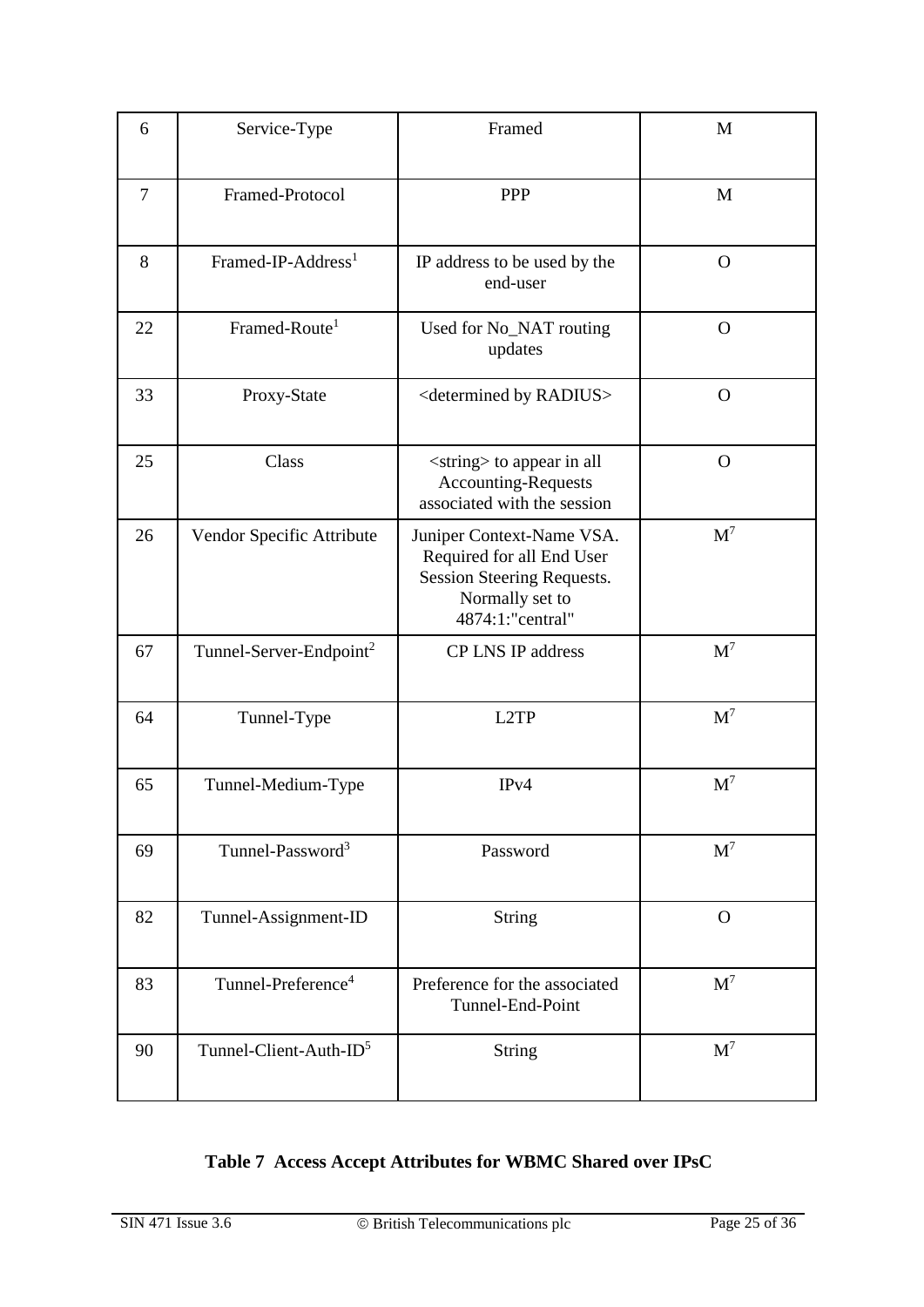| 6 | Service-Type | Framed | M |
|---|---|---|---|
| 7 | Framed-Protocol | PPP | M |
| 8 | Framed-IP-Address[1] | IP address to be used by the end-user | O |
| 22 | Framed-Route[1] | Used for No_NAT routing updates | O |
| 33 | Proxy-State | <determined by RADIUS> | O |
| 25 | Class | <string> to appear in all Accounting-Requests associated with the session | O |
| 26 | Vendor Specific Attribute | Juniper Context-Name VSA. Required for all End User Session Steering Requests. Normally set to 4874:1:"central" | M[7] |
| 67 | Tunnel-Server-Endpoint[2] | CP LNS IP address | M[7] |
| 64 | Tunnel-Type | L2TP | M[7] |
| 65 | Tunnel-Medium-Type | IPv4 | M[7] |
| 69 | Tunnel-Password[3] | Password | M[7] |
| 82 | Tunnel-Assignment-ID | String | O |
| 83 | Tunnel-Preference[4] | Preference for the associated Tunnel-End-Point | M[7] |
| 90 | Tunnel-Client-Auth-ID[5] | String | M[7] |

**Table 7 Access Accept Attributes for WBMC Shared over IPsC**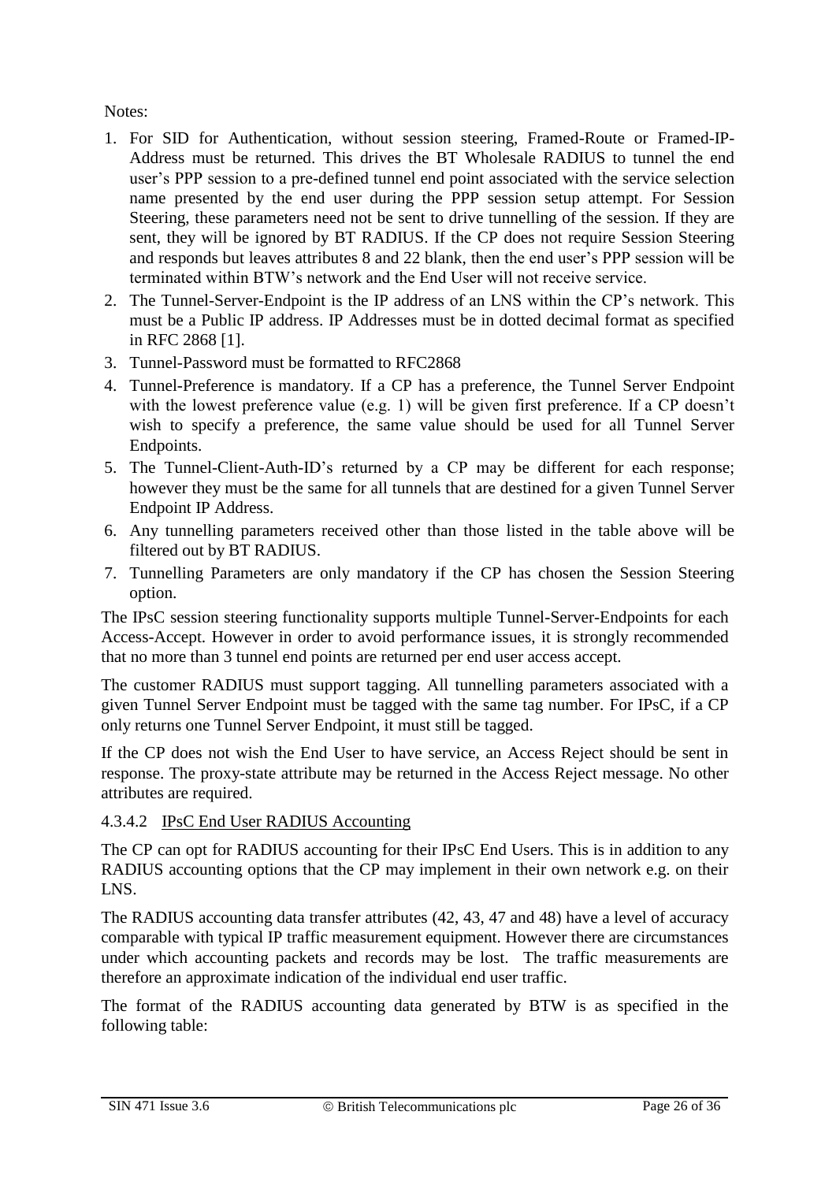Notes:

1. For SID for Authentication, without session steering, Framed-Route or Framed-IP-Address must be returned. This drives the BT Wholesale RADIUS to tunnel the end user's PPP session to a pre-defined tunnel end point associated with the service selection name presented by the end user during the PPP session setup attempt. For Session Steering, these parameters need not be sent to drive tunnelling of the session. If they are sent, they will be ignored by BT RADIUS. If the CP does not require Session Steering and responds but leaves attributes 8 and 22 blank, then the end user's PPP session will be terminated within BTW's network and the End User will not receive service.
2. The Tunnel-Server-Endpoint is the IP address of an LNS within the CP's network. This must be a Public IP address. IP Addresses must be in dotted decimal format as specified in RFC 2868 [1].
3. Tunnel-Password must be formatted to RFC2868
4. Tunnel-Preference is mandatory. If a CP has a preference, the Tunnel Server Endpoint with the lowest preference value (e.g. 1) will be given first preference. If a CP doesn't wish to specify a preference, the same value should be used for all Tunnel Server Endpoints.
5. The Tunnel-Client-Auth-ID's returned by a CP may be different for each response; however they must be the same for all tunnels that are destined for a given Tunnel Server Endpoint IP Address.
6. Any tunnelling parameters received other than those listed in the table above will be filtered out by BT RADIUS.
7. Tunnelling Parameters are only mandatory if the CP has chosen the Session Steering option.

The IPsC session steering functionality supports multiple Tunnel-Server-Endpoints for each Access-Accept. However in order to avoid performance issues, it is strongly recommended that no more than 3 tunnel end points are returned per end user access accept.

The customer RADIUS must support tagging. All tunnelling parameters associated with a given Tunnel Server Endpoint must be tagged with the same tag number. For IPsC, if a CP only returns one Tunnel Server Endpoint, it must still be tagged.

If the CP does not wish the End User to have service, an Access Reject should be sent in response. The proxy-state attribute may be returned in the Access Reject message. No other attributes are required.

#### 4.3.4.2 IPsC End User RADIUS Accounting

The CP can opt for RADIUS accounting for their IPsC End Users. This is in addition to any RADIUS accounting options that the CP may implement in their own network e.g. on their LNS.

The RADIUS accounting data transfer attributes (42, 43, 47 and 48) have a level of accuracy comparable with typical IP traffic measurement equipment. However there are circumstances under which accounting packets and records may be lost. The traffic measurements are therefore an approximate indication of the individual end user traffic.

The format of the RADIUS accounting data generated by BTW is as specified in the following table: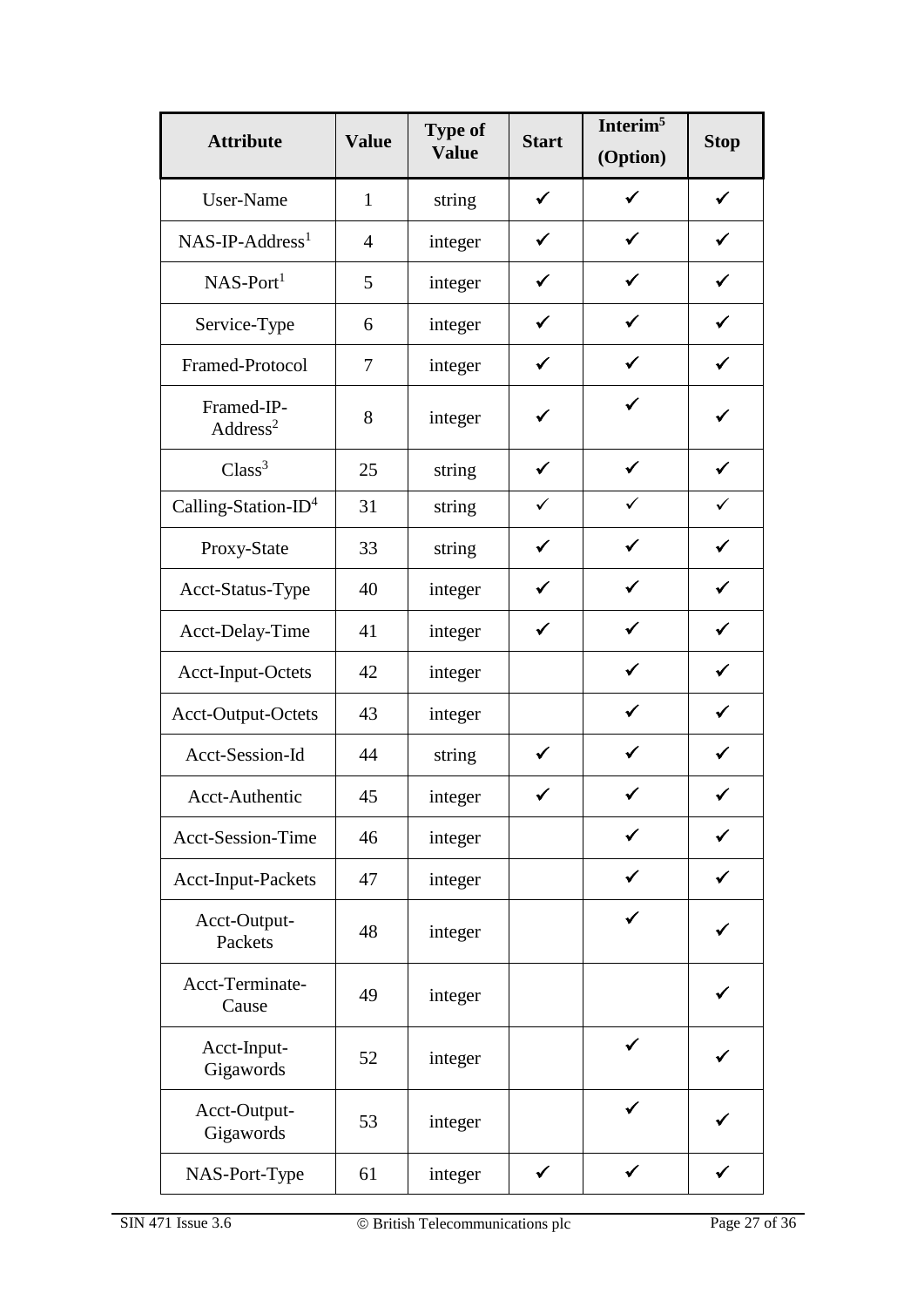| Attribute | Value | Type of Value | Start | Interim[5] (Option) | Stop |
|---|---|---|---|---|---|
| User-Name | 1 | string | ✓ | ✓ | ✓ |
| NAS-IP-Address[1] | 4 | integer | ✓ | ✓ | ✓ |
| NAS-Port[1] | 5 | integer | ✓ | ✓ | ✓ |
| Service-Type | 6 | integer | ✓ | ✓ | ✓ |
| Framed-Protocol | 7 | integer | ✓ | ✓ | ✓ |
| Framed-IP-Address[2] | 8 | integer | ✓ | ✓ | ✓ |
| Class[3] | 25 | string | ✓ | ✓ | ✓ |
| Calling-Station-ID[4] | 31 | string | ✓ | ✓ | ✓ |
| Proxy-State | 33 | string | ✓ | ✓ | ✓ |
| Acct-Status-Type | 40 | integer | ✓ | ✓ | ✓ |
| Acct-Delay-Time | 41 | integer | ✓ | ✓ | ✓ |
| Acct-Input-Octets | 42 | integer | | ✓ | ✓ |
| Acct-Output-Octets | 43 | integer | | ✓ | ✓ |
| Acct-Session-Id | 44 | string | ✓ | ✓ | ✓ |
| Acct-Authentic | 45 | integer | ✓ | ✓ | ✓ |
| Acct-Session-Time | 46 | integer | | ✓ | ✓ |
| Acct-Input-Packets | 47 | integer | | ✓ | ✓ |
| Acct-Output-Packets | 48 | integer | | ✓ | ✓ |
| Acct-Terminate-Cause | 49 | integer | | | ✓ |
| Acct-Input-Gigawords | 52 | integer | | ✓ | ✓ |
| Acct-Output-Gigawords | 53 | integer | | ✓ | ✓ |
| NAS-Port-Type | 61 | integer | ✓ | ✓ | ✓ |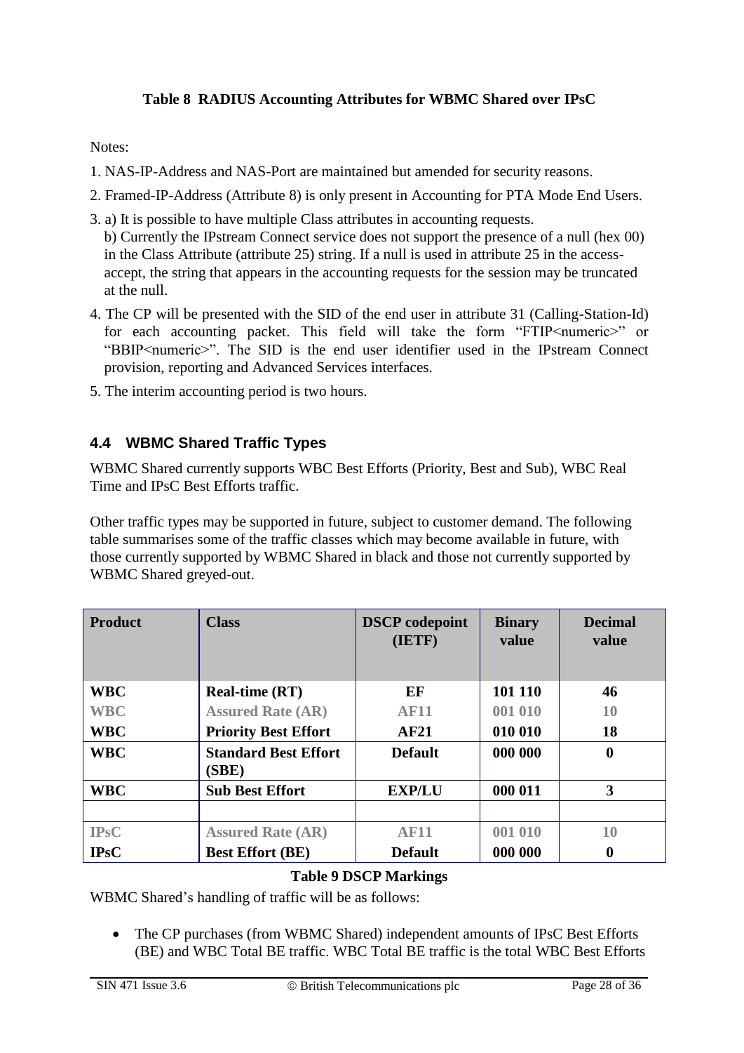**Table 8 RADIUS Accounting Attributes for WBMC Shared over IPsC**

Notes:

1. NAS-IP-Address and NAS-Port are maintained but amended for security reasons.
2. Framed-IP-Address (Attribute 8) is only present in Accounting for PTA Mode End Users.
3. a) It is possible to have multiple Class attributes in accounting requests.
   b) Currently the IPstream Connect service does not support the presence of a null (hex 00) in the Class Attribute (attribute 25) string. If a null is used in attribute 25 in the access-accept, the string that appears in the accounting requests for the session may be truncated at the null.
4. The CP will be presented with the SID of the end user in attribute 31 (Calling-Station-Id) for each accounting packet. This field will take the form "FTIP<numeric>" or "BBIP<numeric>". The SID is the end user identifier used in the IPstream Connect provision, reporting and Advanced Services interfaces.
5. The interim accounting period is two hours.

## 4.4 WBMC Shared Traffic Types

WBMC Shared currently supports WBC Best Efforts (Priority, Best and Sub), WBC Real Time and IPsC Best Efforts traffic.

Other traffic types may be supported in future, subject to customer demand. The following table summarises some of the traffic classes which may become available in future, with those currently supported by WBMC Shared in black and those not currently supported by WBMC Shared greyed-out.

| Product | Class | DSCP codepoint (IETF) | Binary value | Decimal value |
|---|---|---|---|---|
| **WBC** | **Real-time (RT)** | **EF** | **101 110** | **46** |
| WBC | Assured Rate (AR) | AF11 | 001 010 | 10 |
| **WBC** | **Priority Best Effort** | **AF21** | **010 010** | **18** |
| **WBC** | **Standard Best Effort (SBE)** | **Default** | **000 000** | **0** |
| **WBC** | **Sub Best Effort** | **EXP/LU** | **000 011** | **3** |
| | | | | |
| IPsC | Assured Rate (AR) | AF11 | 001 010 | 10 |
| **IPsC** | **Best Effort (BE)** | **Default** | **000 000** | **0** |

**Table 9 DSCP Markings**

WBMC Shared's handling of traffic will be as follows:

- The CP purchases (from WBMC Shared) independent amounts of IPsC Best Efforts (BE) and WBC Total BE traffic. WBC Total BE traffic is the total WBC Best Efforts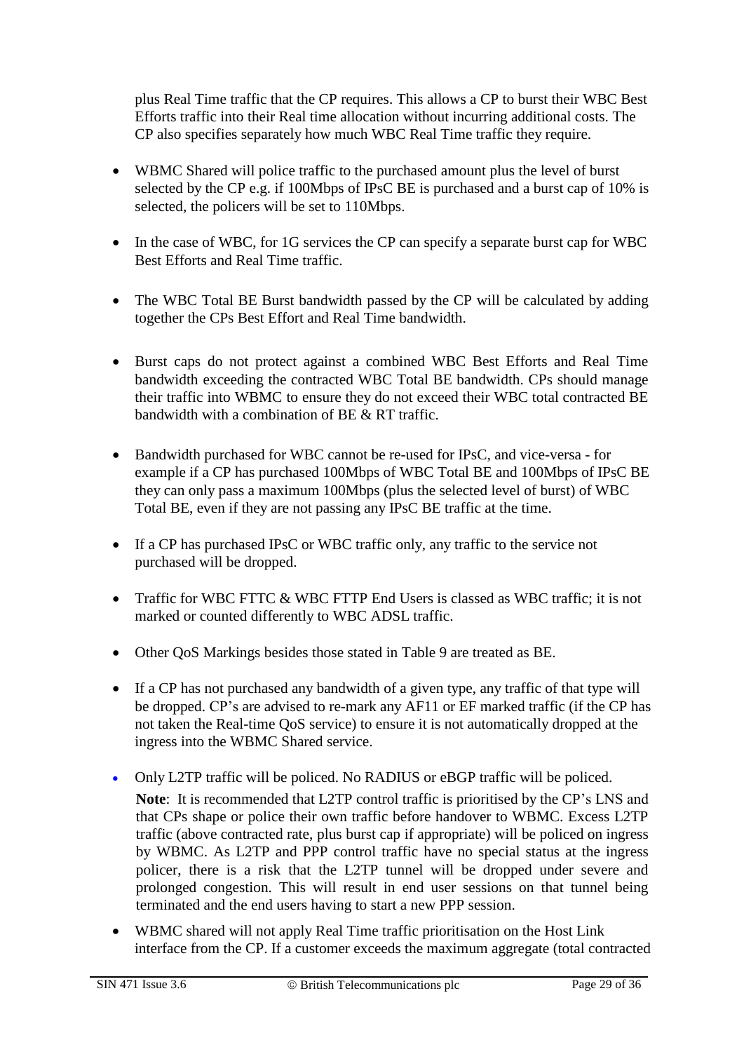plus Real Time traffic that the CP requires. This allows a CP to burst their WBC Best Efforts traffic into their Real time allocation without incurring additional costs. The CP also specifies separately how much WBC Real Time traffic they require.

- WBMC Shared will police traffic to the purchased amount plus the level of burst selected by the CP e.g. if 100Mbps of IPsC BE is purchased and a burst cap of 10% is selected, the policers will be set to 110Mbps.

- In the case of WBC, for 1G services the CP can specify a separate burst cap for WBC Best Efforts and Real Time traffic.

- The WBC Total BE Burst bandwidth passed by the CP will be calculated by adding together the CPs Best Effort and Real Time bandwidth.

- Burst caps do not protect against a combined WBC Best Efforts and Real Time bandwidth exceeding the contracted WBC Total BE bandwidth. CPs should manage their traffic into WBMC to ensure they do not exceed their WBC total contracted BE bandwidth with a combination of BE & RT traffic.

- Bandwidth purchased for WBC cannot be re-used for IPsC, and vice-versa - for example if a CP has purchased 100Mbps of WBC Total BE and 100Mbps of IPsC BE they can only pass a maximum 100Mbps (plus the selected level of burst) of WBC Total BE, even if they are not passing any IPsC BE traffic at the time.

- If a CP has purchased IPsC or WBC traffic only, any traffic to the service not purchased will be dropped.

- Traffic for WBC FTTC & WBC FTTP End Users is classed as WBC traffic; it is not marked or counted differently to WBC ADSL traffic.

- Other QoS Markings besides those stated in Table 9 are treated as BE.

- If a CP has not purchased any bandwidth of a given type, any traffic of that type will be dropped. CP's are advised to re-mark any AF11 or EF marked traffic (if the CP has not taken the Real-time QoS service) to ensure it is not automatically dropped at the ingress into the WBMC Shared service.

- Only L2TP traffic will be policed. No RADIUS or eBGP traffic will be policed.

  **Note**: It is recommended that L2TP control traffic is prioritised by the CP's LNS and that CPs shape or police their own traffic before handover to WBMC. Excess L2TP traffic (above contracted rate, plus burst cap if appropriate) will be policed on ingress by WBMC. As L2TP and PPP control traffic have no special status at the ingress policer, there is a risk that the L2TP tunnel will be dropped under severe and prolonged congestion. This will result in end user sessions on that tunnel being terminated and the end users having to start a new PPP session.

- WBMC shared will not apply Real Time traffic prioritisation on the Host Link interface from the CP. If a customer exceeds the maximum aggregate (total contracted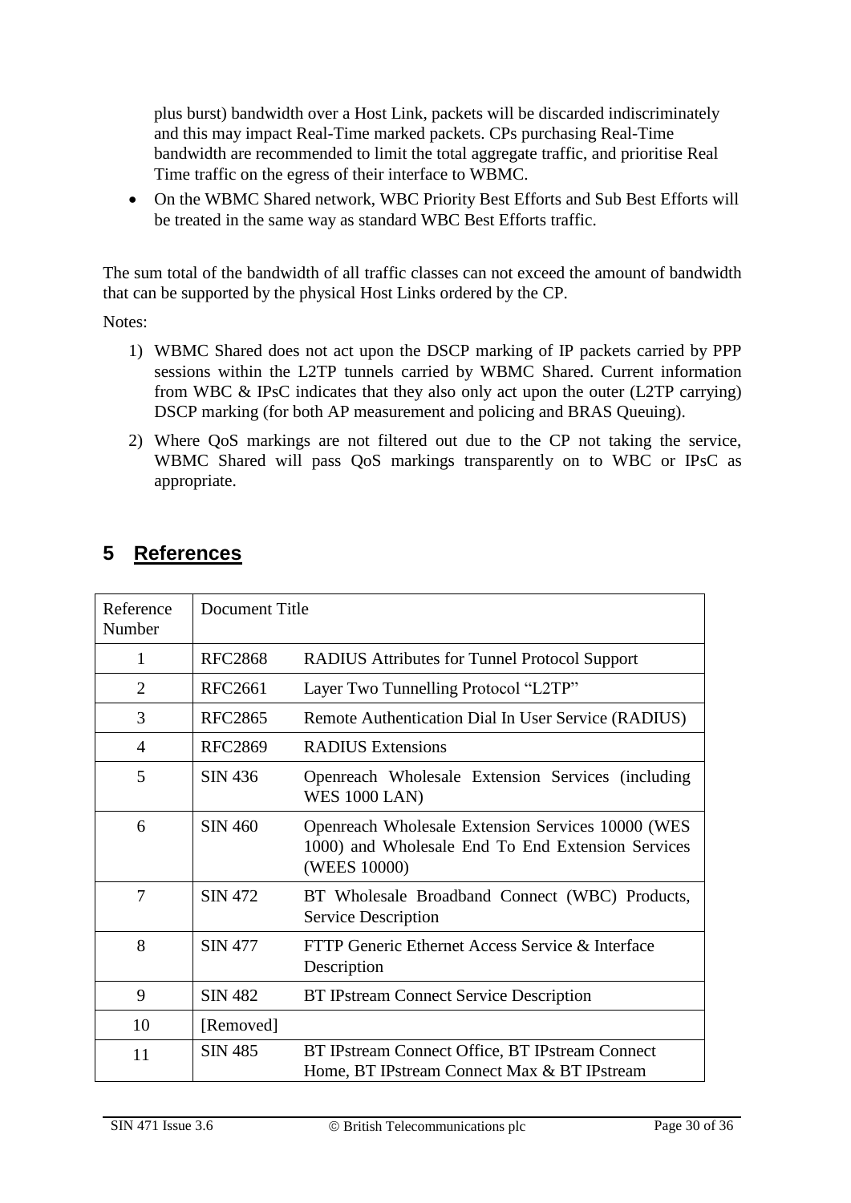plus burst) bandwidth over a Host Link, packets will be discarded indiscriminately and this may impact Real-Time marked packets. CPs purchasing Real-Time bandwidth are recommended to limit the total aggregate traffic, and prioritise Real Time traffic on the egress of their interface to WBMC.

- On the WBMC Shared network, WBC Priority Best Efforts and Sub Best Efforts will be treated in the same way as standard WBC Best Efforts traffic.

The sum total of the bandwidth of all traffic classes can not exceed the amount of bandwidth that can be supported by the physical Host Links ordered by the CP.

Notes:

1) WBMC Shared does not act upon the DSCP marking of IP packets carried by PPP sessions within the L2TP tunnels carried by WBMC Shared. Current information from WBC & IPsC indicates that they also only act upon the outer (L2TP carrying) DSCP marking (for both AP measurement and policing and BRAS Queuing).
2) Where QoS markings are not filtered out due to the CP not taking the service, WBMC Shared will pass QoS markings transparently on to WBC or IPsC as appropriate.

# 5 References

| Reference Number | Document Title | |
|---|---|---|
| 1 | RFC2868 | RADIUS Attributes for Tunnel Protocol Support |
| 2 | RFC2661 | Layer Two Tunnelling Protocol "L2TP" |
| 3 | RFC2865 | Remote Authentication Dial In User Service (RADIUS) |
| 4 | RFC2869 | RADIUS Extensions |
| 5 | SIN 436 | Openreach Wholesale Extension Services (including WES 1000 LAN) |
| 6 | SIN 460 | Openreach Wholesale Extension Services 10000 (WES 1000) and Wholesale End To End Extension Services (WEES 10000) |
| 7 | SIN 472 | BT Wholesale Broadband Connect (WBC) Products, Service Description |
| 8 | SIN 477 | FTTP Generic Ethernet Access Service & Interface Description |
| 9 | SIN 482 | BT IPstream Connect Service Description |
| 10 | [Removed] | |
| 11 | SIN 485 | BT IPstream Connect Office, BT IPstream Connect Home, BT IPstream Connect Max & BT IPstream |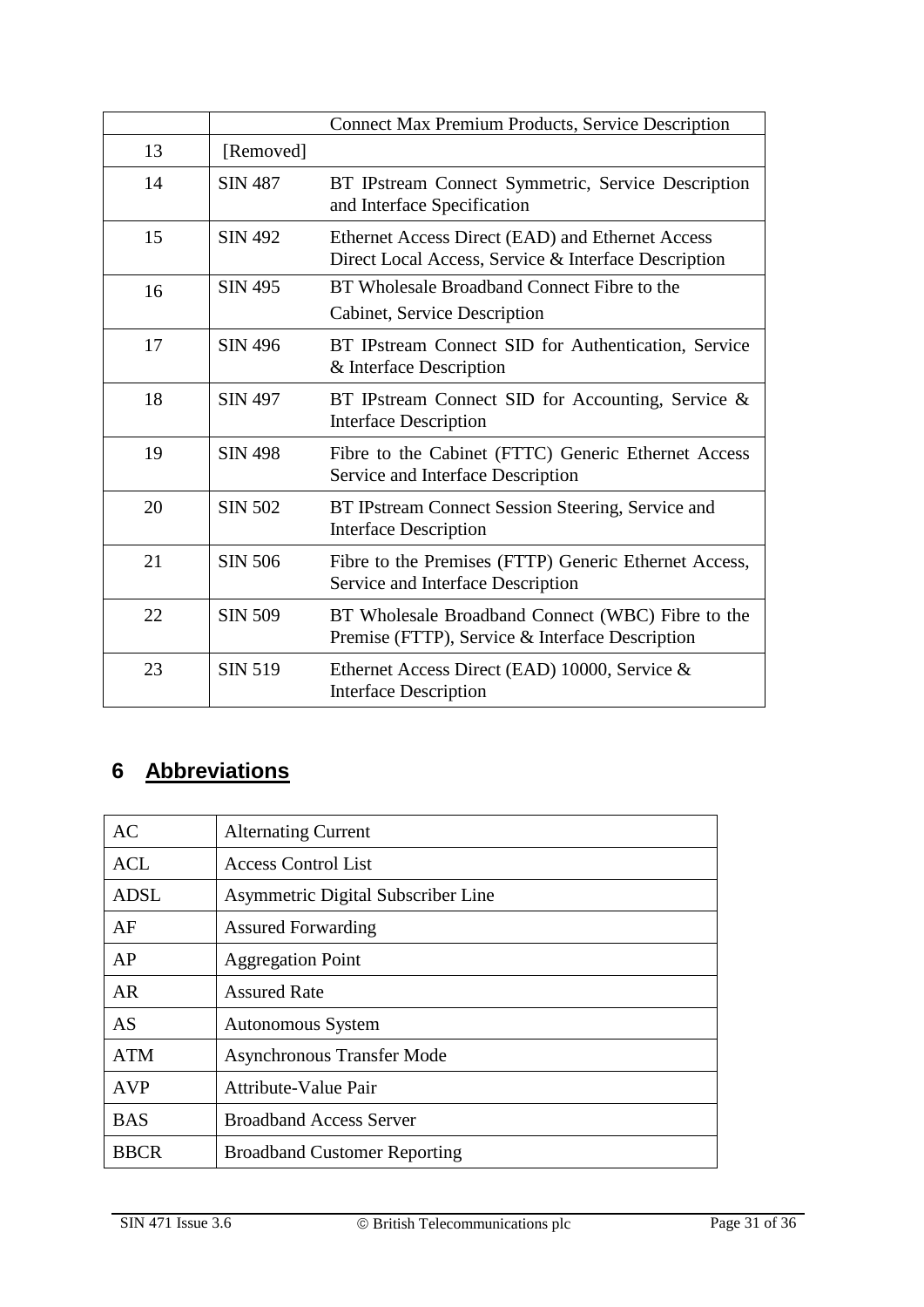| | | Connect Max Premium Products, Service Description |
|---|---|---|
| 13 | [Removed] | |
| 14 | SIN 487 | BT IPstream Connect Symmetric, Service Description and Interface Specification |
| 15 | SIN 492 | Ethernet Access Direct (EAD) and Ethernet Access Direct Local Access, Service & Interface Description |
| 16 | SIN 495 | BT Wholesale Broadband Connect Fibre to the Cabinet, Service Description |
| 17 | SIN 496 | BT IPstream Connect SID for Authentication, Service & Interface Description |
| 18 | SIN 497 | BT IPstream Connect SID for Accounting, Service & Interface Description |
| 19 | SIN 498 | Fibre to the Cabinet (FTTC) Generic Ethernet Access Service and Interface Description |
| 20 | SIN 502 | BT IPstream Connect Session Steering, Service and Interface Description |
| 21 | SIN 506 | Fibre to the Premises (FTTP) Generic Ethernet Access, Service and Interface Description |
| 22 | SIN 509 | BT Wholesale Broadband Connect (WBC) Fibre to the Premise (FTTP), Service & Interface Description |
| 23 | SIN 519 | Ethernet Access Direct (EAD) 10000, Service & Interface Description |

## 6 Abbreviations

| | |
|---|---|
| AC | Alternating Current |
| ACL | Access Control List |
| ADSL | Asymmetric Digital Subscriber Line |
| AF | Assured Forwarding |
| AP | Aggregation Point |
| AR | Assured Rate |
| AS | Autonomous System |
| ATM | Asynchronous Transfer Mode |
| AVP | Attribute-Value Pair |
| BAS | Broadband Access Server |
| BBCR | Broadband Customer Reporting |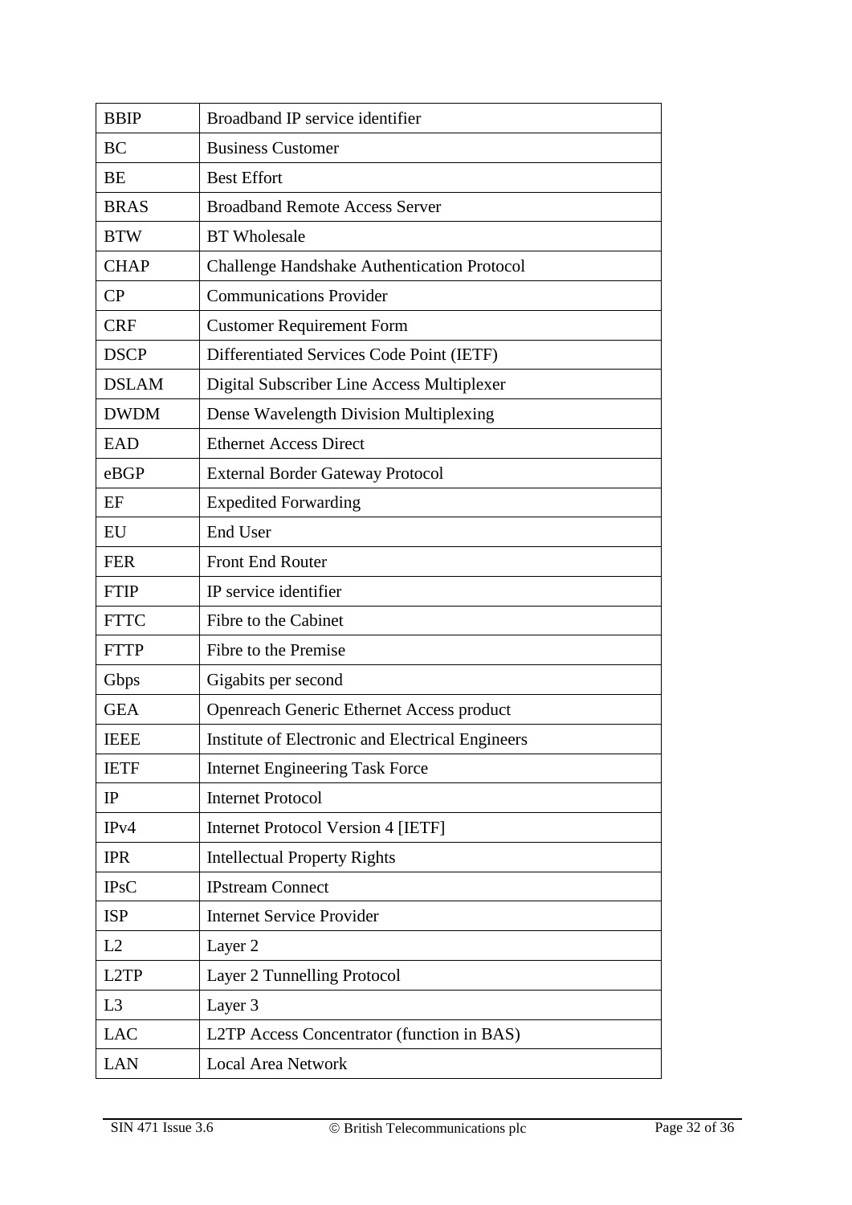| | |
|---|---|
| BBIP | Broadband IP service identifier |
| BC | Business Customer |
| BE | Best Effort |
| BRAS | Broadband Remote Access Server |
| BTW | BT Wholesale |
| CHAP | Challenge Handshake Authentication Protocol |
| CP | Communications Provider |
| CRF | Customer Requirement Form |
| DSCP | Differentiated Services Code Point (IETF) |
| DSLAM | Digital Subscriber Line Access Multiplexer |
| DWDM | Dense Wavelength Division Multiplexing |
| EAD | Ethernet Access Direct |
| eBGP | External Border Gateway Protocol |
| EF | Expedited Forwarding |
| EU | End User |
| FER | Front End Router |
| FTIP | IP service identifier |
| FTTC | Fibre to the Cabinet |
| FTTP | Fibre to the Premise |
| Gbps | Gigabits per second |
| GEA | Openreach Generic Ethernet Access product |
| IEEE | Institute of Electronic and Electrical Engineers |
| IETF | Internet Engineering Task Force |
| IP | Internet Protocol |
| IPv4 | Internet Protocol Version 4 [IETF] |
| IPR | Intellectual Property Rights |
| IPsC | IPstream Connect |
| ISP | Internet Service Provider |
| L2 | Layer 2 |
| L2TP | Layer 2 Tunnelling Protocol |
| L3 | Layer 3 |
| LAC | L2TP Access Concentrator (function in BAS) |
| LAN | Local Area Network |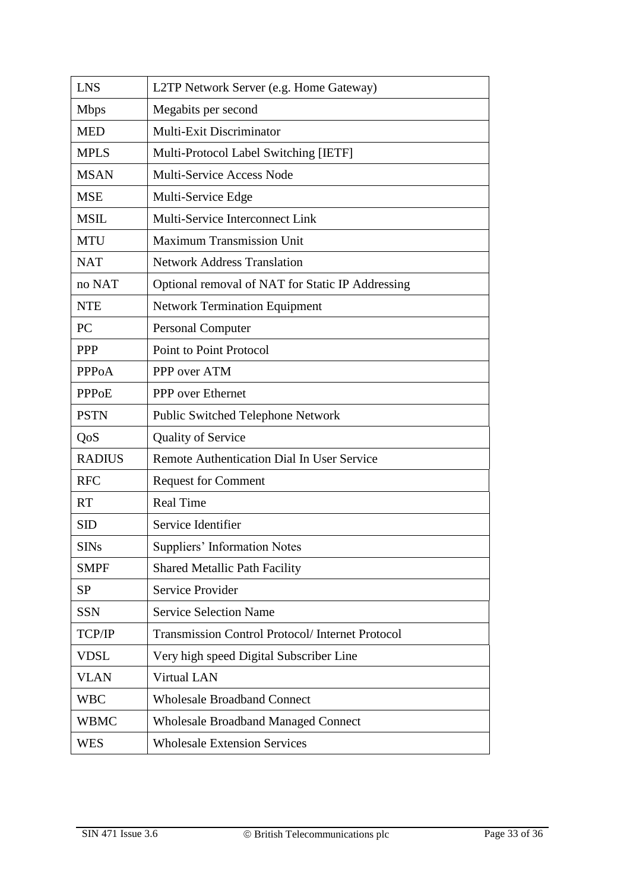| | |
|---|---|
| LNS | L2TP Network Server (e.g. Home Gateway) |
| Mbps | Megabits per second |
| MED | Multi-Exit Discriminator |
| MPLS | Multi-Protocol Label Switching [IETF] |
| MSAN | Multi-Service Access Node |
| MSE | Multi-Service Edge |
| MSIL | Multi-Service Interconnect Link |
| MTU | Maximum Transmission Unit |
| NAT | Network Address Translation |
| no NAT | Optional removal of NAT for Static IP Addressing |
| NTE | Network Termination Equipment |
| PC | Personal Computer |
| PPP | Point to Point Protocol |
| PPPoA | PPP over ATM |
| PPPoE | PPP over Ethernet |
| PSTN | Public Switched Telephone Network |
| QoS | Quality of Service |
| RADIUS | Remote Authentication Dial In User Service |
| RFC | Request for Comment |
| RT | Real Time |
| SID | Service Identifier |
| SINs | Suppliers' Information Notes |
| SMPF | Shared Metallic Path Facility |
| SP | Service Provider |
| SSN | Service Selection Name |
| TCP/IP | Transmission Control Protocol/ Internet Protocol |
| VDSL | Very high speed Digital Subscriber Line |
| VLAN | Virtual LAN |
| WBC | Wholesale Broadband Connect |
| WBMC | Wholesale Broadband Managed Connect |
| WES | Wholesale Extension Services |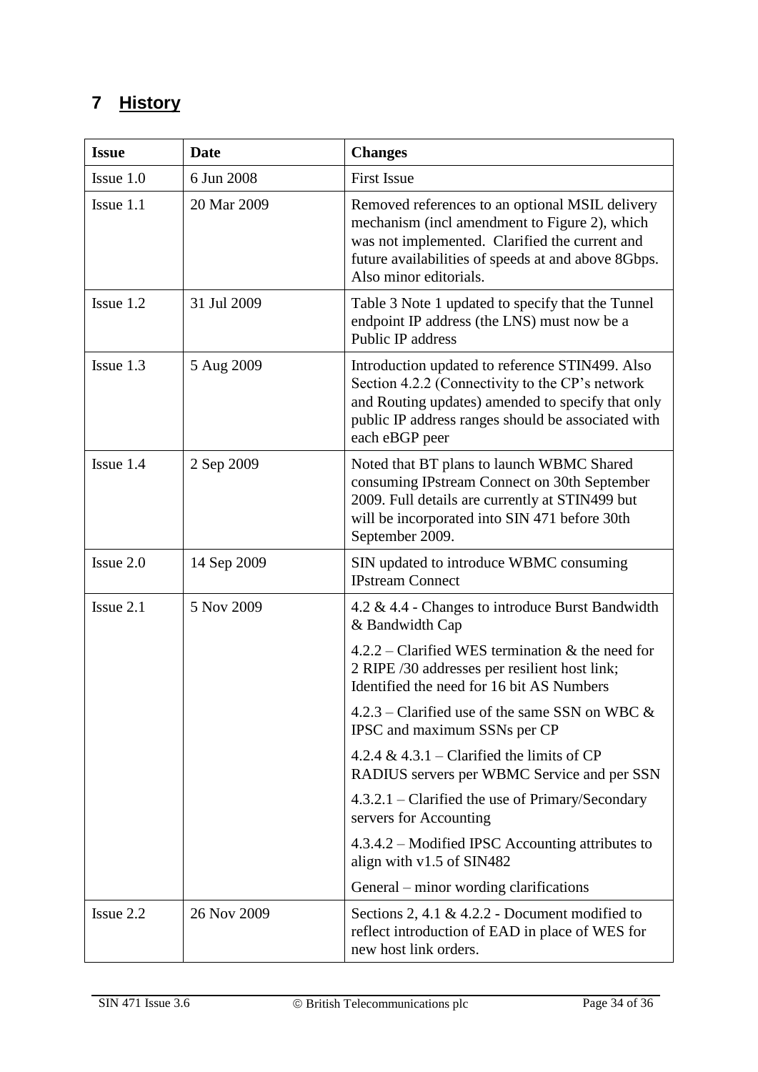# 7 History

| Issue | Date | Changes |
|---|---|---|
| Issue 1.0 | 6 Jun 2008 | First Issue |
| Issue 1.1 | 20 Mar 2009 | Removed references to an optional MSIL delivery mechanism (incl amendment to Figure 2), which was not implemented. Clarified the current and future availabilities of speeds at and above 8Gbps. Also minor editorials. |
| Issue 1.2 | 31 Jul 2009 | Table 3 Note 1 updated to specify that the Tunnel endpoint IP address (the LNS) must now be a Public IP address |
| Issue 1.3 | 5 Aug 2009 | Introduction updated to reference STIN499. Also Section 4.2.2 (Connectivity to the CP's network and Routing updates) amended to specify that only public IP address ranges should be associated with each eBGP peer |
| Issue 1.4 | 2 Sep 2009 | Noted that BT plans to launch WBMC Shared consuming IPstream Connect on 30th September 2009. Full details are currently at STIN499 but will be incorporated into SIN 471 before 30th September 2009. |
| Issue 2.0 | 14 Sep 2009 | SIN updated to introduce WBMC consuming IPstream Connect |
| Issue 2.1 | 5 Nov 2009 | 4.2 & 4.4 - Changes to introduce Burst Bandwidth & Bandwidth Cap<br><br>4.2.2 – Clarified WES termination & the need for 2 RIPE /30 addresses per resilient host link; Identified the need for 16 bit AS Numbers<br><br>4.2.3 – Clarified use of the same SSN on WBC & IPSC and maximum SSNs per CP<br><br>4.2.4 & 4.3.1 – Clarified the limits of CP RADIUS servers per WBMC Service and per SSN<br><br>4.3.2.1 – Clarified the use of Primary/Secondary servers for Accounting<br><br>4.3.4.2 – Modified IPSC Accounting attributes to align with v1.5 of SIN482<br><br>General – minor wording clarifications |
| Issue 2.2 | 26 Nov 2009 | Sections 2, 4.1 & 4.2.2 - Document modified to reflect introduction of EAD in place of WES for new host link orders. |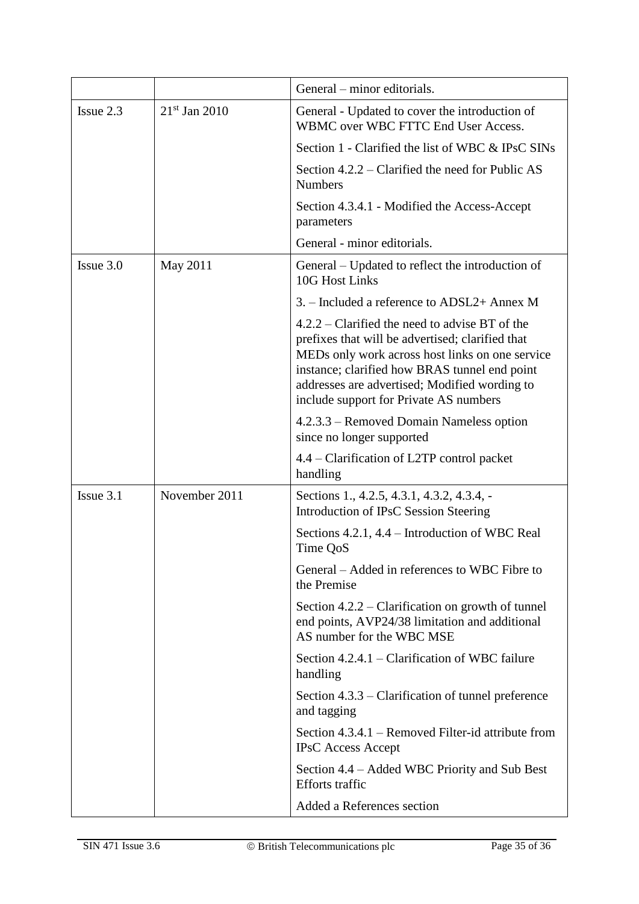| | | |
|---|---|---|
| | | General – minor editorials. |
| Issue 2.3 | 21st Jan 2010 | General - Updated to cover the introduction of WBMC over WBC FTTC End User Access. |
| | | Section 1 - Clarified the list of WBC & IPsC SINs |
| | | Section 4.2.2 – Clarified the need for Public AS Numbers |
| | | Section 4.3.4.1 - Modified the Access-Accept parameters |
| | | General - minor editorials. |
| Issue 3.0 | May 2011 | General – Updated to reflect the introduction of 10G Host Links |
| | | 3. – Included a reference to ADSL2+ Annex M |
| | | 4.2.2 – Clarified the need to advise BT of the prefixes that will be advertised; clarified that MEDs only work across host links on one service instance; clarified how BRAS tunnel end point addresses are advertised; Modified wording to include support for Private AS numbers |
| | | 4.2.3.3 – Removed Domain Nameless option since no longer supported |
| | | 4.4 – Clarification of L2TP control packet handling |
| Issue 3.1 | November 2011 | Sections 1., 4.2.5, 4.3.1, 4.3.2, 4.3.4, - Introduction of IPsC Session Steering |
| | | Sections 4.2.1, 4.4 – Introduction of WBC Real Time QoS |
| | | General – Added in references to WBC Fibre to the Premise |
| | | Section 4.2.2 – Clarification on growth of tunnel end points, AVP24/38 limitation and additional AS number for the WBC MSE |
| | | Section 4.2.4.1 – Clarification of WBC failure handling |
| | | Section 4.3.3 – Clarification of tunnel preference and tagging |
| | | Section 4.3.4.1 – Removed Filter-id attribute from IPsC Access Accept |
| | | Section 4.4 – Added WBC Priority and Sub Best Efforts traffic |
| | | Added a References section |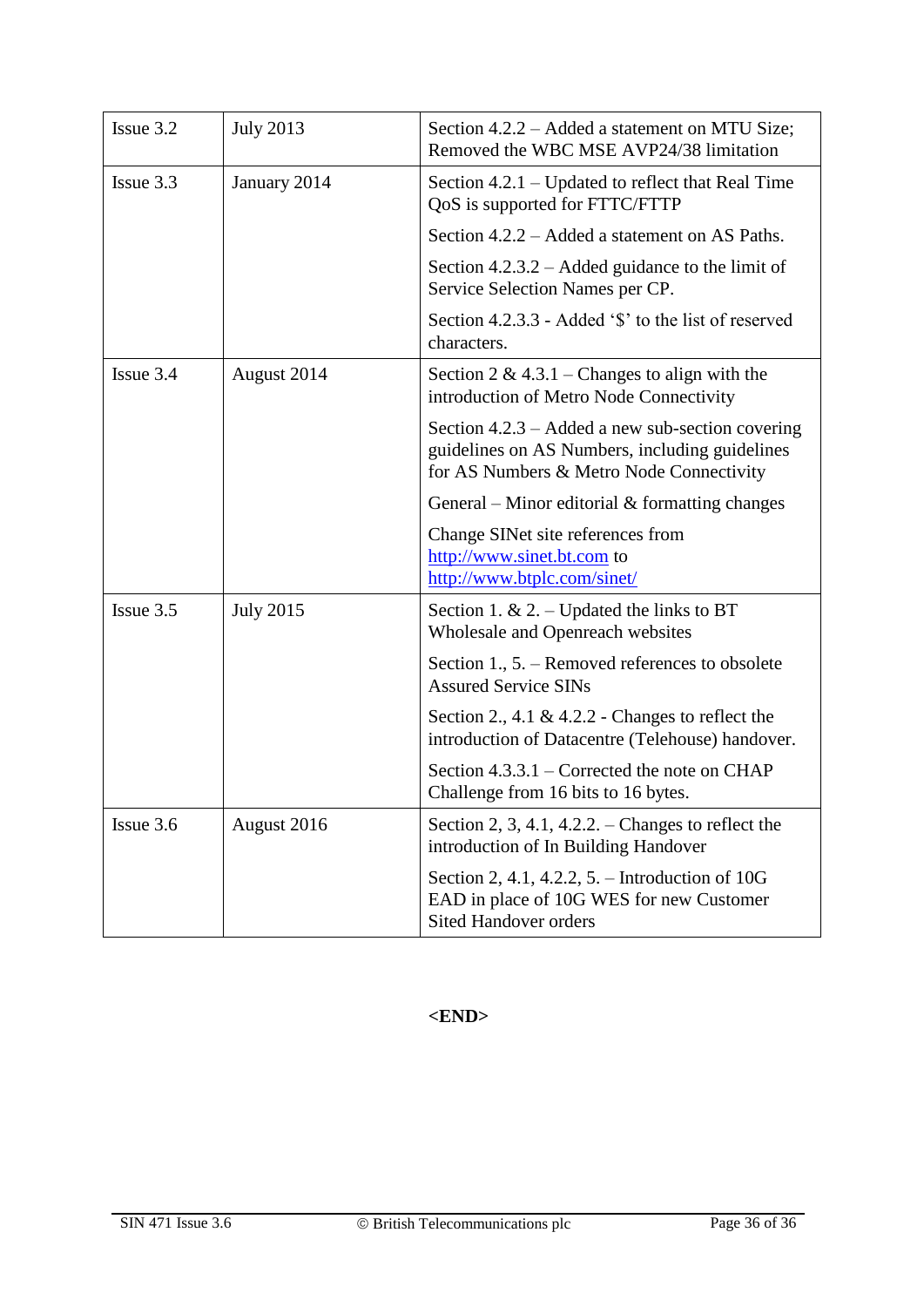| | | |
|---|---|---|
| Issue 3.2 | July 2013 | Section 4.2.2 – Added a statement on MTU Size; Removed the WBC MSE AVP24/38 limitation |
| Issue 3.3 | January 2014 | Section 4.2.1 – Updated to reflect that Real Time QoS is supported for FTTC/FTTP<br><br>Section 4.2.2 – Added a statement on AS Paths.<br><br>Section 4.2.3.2 – Added guidance to the limit of Service Selection Names per CP.<br><br>Section 4.2.3.3 - Added '$' to the list of reserved characters. |
| Issue 3.4 | August 2014 | Section 2 & 4.3.1 – Changes to align with the introduction of Metro Node Connectivity<br><br>Section 4.2.3 – Added a new sub-section covering guidelines on AS Numbers, including guidelines for AS Numbers & Metro Node Connectivity<br><br>General – Minor editorial & formatting changes<br><br>Change SINet site references from http://www.sinet.bt.com to http://www.btplc.com/sinet/ |
| Issue 3.5 | July 2015 | Section 1. & 2. – Updated the links to BT Wholesale and Openreach websites<br><br>Section 1., 5. – Removed references to obsolete Assured Service SINs<br><br>Section 2., 4.1 & 4.2.2 - Changes to reflect the introduction of Datacentre (Telehouse) handover.<br><br>Section 4.3.3.1 – Corrected the note on CHAP Challenge from 16 bits to 16 bytes. |
| Issue 3.6 | August 2016 | Section 2, 3, 4.1, 4.2.2. – Changes to reflect the introduction of In Building Handover<br><br>Section 2, 4.1, 4.2.2, 5. – Introduction of 10G EAD in place of 10G WES for new Customer Sited Handover orders |

**<END>**